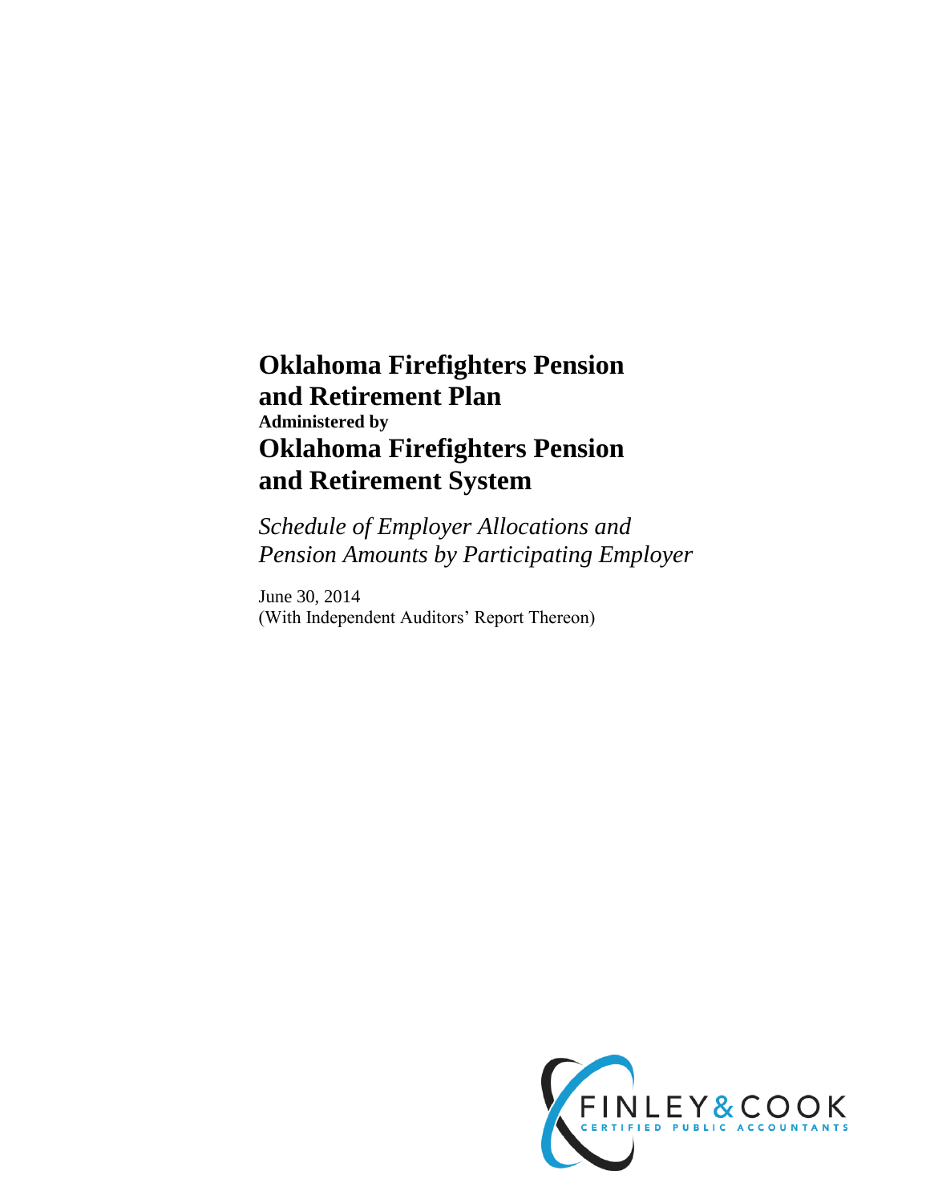# Oklahoma Firefighters Pension and Retirement Plan

**Administered by**

# Oklahoma Firefighters Pension and Retirement System

*Schedule of Employer Allocations and Pension Amounts by Participating Employer*

June 30, 2014
(With Independent Auditors' Report Thereon)

FINLEY & COOK
CERTIFIED PUBLIC ACCOUNTANTS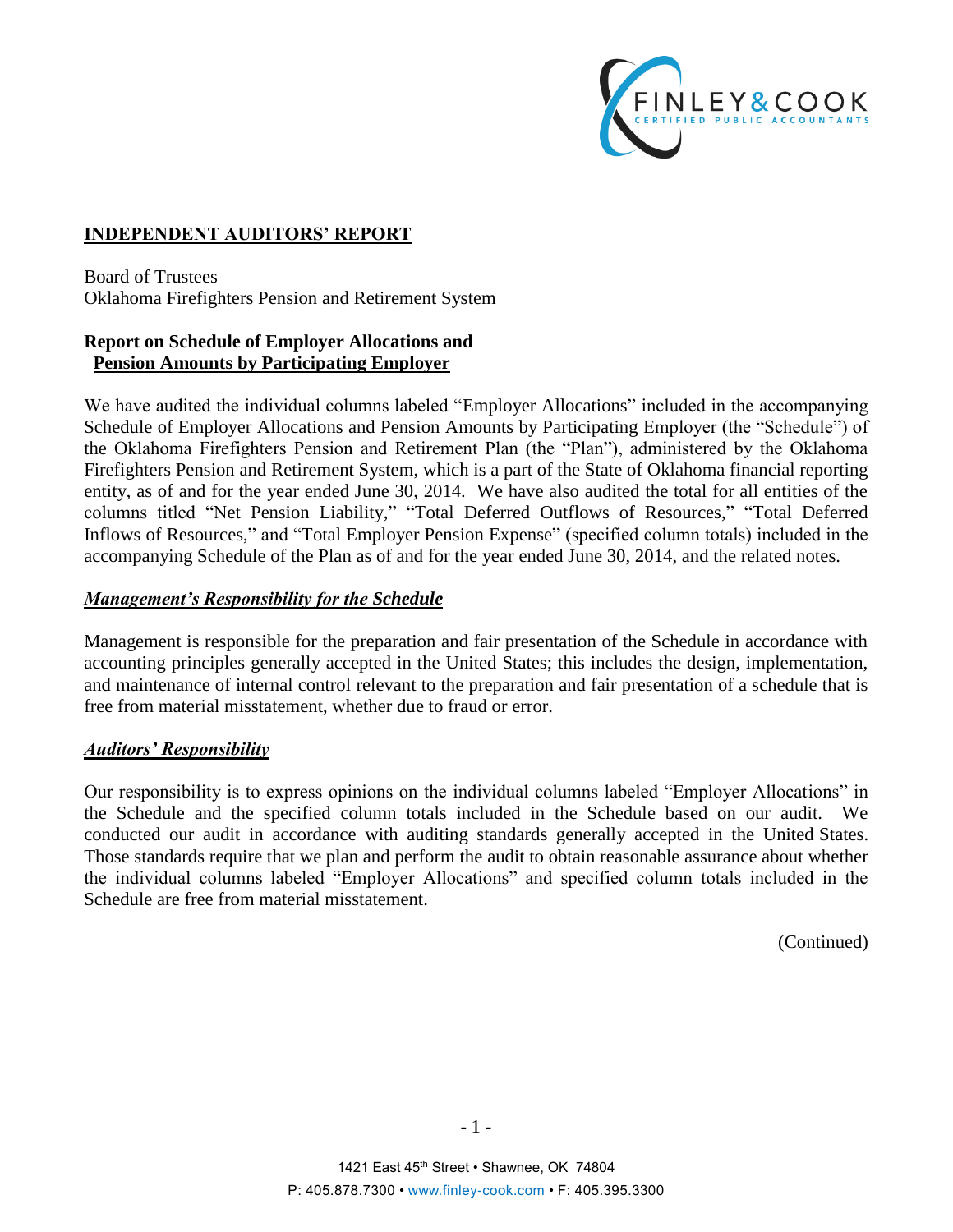## INDEPENDENT AUDITORS' REPORT

Board of Trustees
Oklahoma Firefighters Pension and Retirement System

### Report on Schedule of Employer Allocations and Pension Amounts by Participating Employer

We have audited the individual columns labeled "Employer Allocations" included in the accompanying Schedule of Employer Allocations and Pension Amounts by Participating Employer (the "Schedule") of the Oklahoma Firefighters Pension and Retirement Plan (the "Plan"), administered by the Oklahoma Firefighters Pension and Retirement System, which is a part of the State of Oklahoma financial reporting entity, as of and for the year ended June 30, 2014. We have also audited the total for all entities of the columns titled "Net Pension Liability," "Total Deferred Outflows of Resources," "Total Deferred Inflows of Resources," and "Total Employer Pension Expense" (specified column totals) included in the accompanying Schedule of the Plan as of and for the year ended June 30, 2014, and the related notes.

### ***Management's Responsibility for the Schedule***

Management is responsible for the preparation and fair presentation of the Schedule in accordance with accounting principles generally accepted in the United States; this includes the design, implementation, and maintenance of internal control relevant to the preparation and fair presentation of a schedule that is free from material misstatement, whether due to fraud or error.

### ***Auditors' Responsibility***

Our responsibility is to express opinions on the individual columns labeled "Employer Allocations" in the Schedule and the specified column totals included in the Schedule based on our audit. We conducted our audit in accordance with auditing standards generally accepted in the United States. Those standards require that we plan and perform the audit to obtain reasonable assurance about whether the individual columns labeled "Employer Allocations" and specified column totals included in the Schedule are free from material misstatement.

(Continued)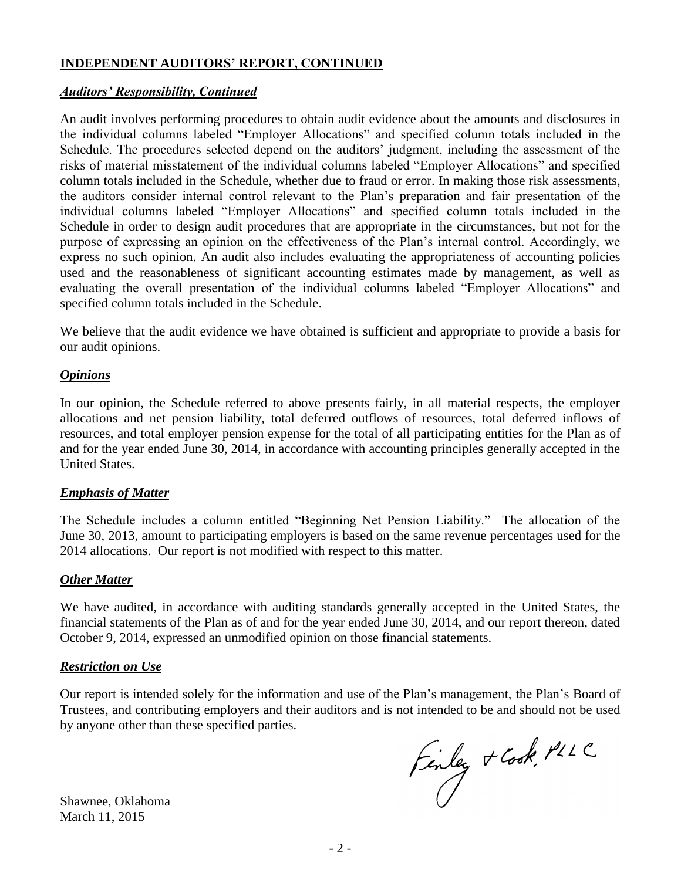## INDEPENDENT AUDITORS' REPORT, CONTINUED

### *Auditors' Responsibility, Continued*

An audit involves performing procedures to obtain audit evidence about the amounts and disclosures in the individual columns labeled "Employer Allocations" and specified column totals included in the Schedule. The procedures selected depend on the auditors' judgment, including the assessment of the risks of material misstatement of the individual columns labeled "Employer Allocations" and specified column totals included in the Schedule, whether due to fraud or error. In making those risk assessments, the auditors consider internal control relevant to the Plan's preparation and fair presentation of the individual columns labeled "Employer Allocations" and specified column totals included in the Schedule in order to design audit procedures that are appropriate in the circumstances, but not for the purpose of expressing an opinion on the effectiveness of the Plan's internal control. Accordingly, we express no such opinion. An audit also includes evaluating the appropriateness of accounting policies used and the reasonableness of significant accounting estimates made by management, as well as evaluating the overall presentation of the individual columns labeled "Employer Allocations" and specified column totals included in the Schedule.

We believe that the audit evidence we have obtained is sufficient and appropriate to provide a basis for our audit opinions.

### *Opinions*

In our opinion, the Schedule referred to above presents fairly, in all material respects, the employer allocations and net pension liability, total deferred outflows of resources, total deferred inflows of resources, and total employer pension expense for the total of all participating entities for the Plan as of and for the year ended June 30, 2014, in accordance with accounting principles generally accepted in the United States.

### *Emphasis of Matter*

The Schedule includes a column entitled "Beginning Net Pension Liability." The allocation of the June 30, 2013, amount to participating employers is based on the same revenue percentages used for the 2014 allocations. Our report is not modified with respect to this matter.

### *Other Matter*

We have audited, in accordance with auditing standards generally accepted in the United States, the financial statements of the Plan as of and for the year ended June 30, 2014, and our report thereon, dated October 9, 2014, expressed an unmodified opinion on those financial statements.

### *Restriction on Use*

Our report is intended solely for the information and use of the Plan's management, the Plan's Board of Trustees, and contributing employers and their auditors and is not intended to be and should not be used by anyone other than these specified parties.

Finley & Cook, PLLC

Shawnee, Oklahoma
March 11, 2015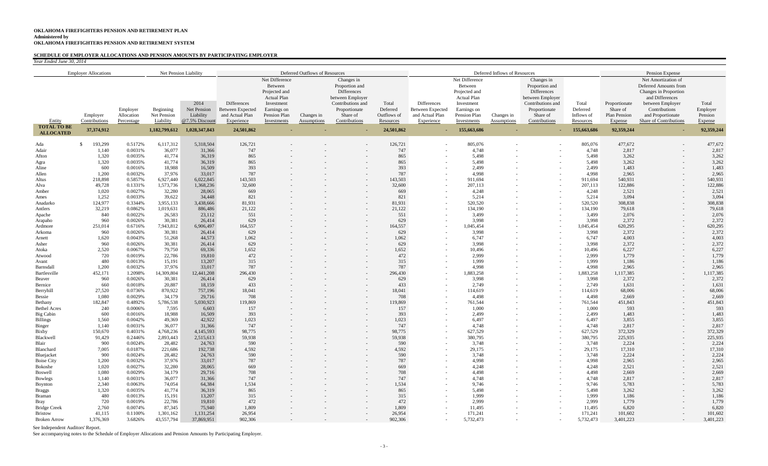**OKLAHOMA FIREFIGHTERS PENSION AND RETIREMENT PLAN**
**Administered by**
**OKLAHOMA FIREFIGHTERS PENSION AND RETIREMENT SYSTEM**

**SCHEDULE OF EMPLOYER ALLOCATIONS AND PENSION AMOUNTS BY PARTICIPATING EMPLOYER**
*Year Ended June 30, 2014*

| Employer Allocations | | | Net Pension Liability | | Deferred Outflows of Resources | | | | | Deferred Inflows of Resources | | | | | Pension Expense | | |
|---|---|---|---|---|---|---|---|---|---|---|---|---|---|---|---|---|---|
| Entity | Employer Contributions | Employer Allocation Percentage | Beginning Net Pension Liability | 2014 Net Pension Liability @7.5% Discount | Differences Between Expected and Actual Plan Experience | Net Difference Between Projected and Actual Plan Investment Earnings on Pension Plan Investments | Changes in Assumptions | Changes in Proportion and Differences between Employer Contributions and Proportionate Share of Contributions | Total Deferred Outflows of Resources | Differences Between Expected and Actual Plan Experience | Net Difference Between Projected and Actual Plan Investment Earnings on Pension Plan Investments | Changes in Assumptions | Changes in Proportion and Differences between Employer Contributions and Proportionate Share of Contributions | Total Deferred Inflows of Resources | Proportionate Share of Plan Pension Expense | Net Amortization of Deferred Amounts from Changes in Proportion and Differences between Employer Contributions and Proportionate Share of Contributions | Total Employer Pension Expense |
| **TOTAL TO BE ALLOCATED** | **37,374,912** | | **1,182,799,612** | **1,028,347,843** | **24,501,862** | **-** | **-** | **-** | **24,501,862** | **-** | **155,663,686** | **-** | **-** | **155,663,686** | **92,359,244** | **-** | **92,359,244** |
| Ada | $ 193,299 | 0.5172% | 6,117,312 | 5,318,504 | 126,721 | - | - | - | 126,721 | - | 805,076 | - | - | 805,076 | 477,672 | - | 477,672 |
| Adair | 1,140 | 0.0031% | 36,077 | 31,366 | 747 | - | - | - | 747 | - | 4,748 | - | - | 4,748 | 2,817 | - | 2,817 |
| Afton | 1,320 | 0.0035% | 41,774 | 36,319 | 865 | - | - | - | 865 | - | 5,498 | - | - | 5,498 | 3,262 | - | 3,262 |
| Agra | 1,320 | 0.0035% | 41,774 | 36,319 | 865 | - | - | - | 865 | - | 5,498 | - | - | 5,498 | 3,262 | - | 3,262 |
| Aline | 600 | 0.0016% | 18,988 | 16,509 | 393 | - | - | - | 393 | - | 2,499 | - | - | 2,499 | 1,483 | - | 1,483 |
| Allen | 1,200 | 0.0032% | 37,976 | 33,017 | 787 | - | - | - | 787 | - | 4,998 | - | - | 4,998 | 2,965 | - | 2,965 |
| Altus | 218,898 | 0.5857% | 6,927,440 | 6,022,845 | 143,503 | - | - | - | 143,503 | - | 911,694 | - | - | 911,694 | 540,931 | - | 540,931 |
| Alva | 49,728 | 0.1331% | 1,573,736 | 1,368,236 | 32,600 | - | - | - | 32,600 | - | 207,113 | - | - | 207,113 | 122,886 | - | 122,886 |
| Amber | 1,020 | 0.0027% | 32,280 | 28,065 | 669 | - | - | - | 669 | - | 4,248 | - | - | 4,248 | 2,521 | - | 2,521 |
| Ames | 1,252 | 0.0033% | 39,622 | 34,448 | 821 | - | - | - | 821 | - | 5,214 | - | - | 5,214 | 3,094 | - | 3,094 |
| Anadarko | 124,977 | 0.3344% | 3,955,133 | 3,438,666 | 81,931 | - | - | - | 81,931 | - | 520,520 | - | - | 520,520 | 308,838 | - | 308,838 |
| Antlers | 32,219 | 0.0862% | 1,019,631 | 886,486 | 21,122 | - | - | - | 21,122 | - | 134,190 | - | - | 134,190 | 79,618 | - | 79,618 |
| Apache | 840 | 0.0022% | 26,583 | 23,112 | 551 | - | - | - | 551 | - | 3,499 | - | - | 3,499 | 2,076 | - | 2,076 |
| Arapaho | 960 | 0.0026% | 30,381 | 26,414 | 629 | - | - | - | 629 | - | 3,998 | - | - | 3,998 | 2,372 | - | 2,372 |
| Ardmore | 251,014 | 0.6716% | 7,943,812 | 6,906,497 | 164,557 | - | - | - | 164,557 | - | 1,045,454 | - | - | 1,045,454 | 620,295 | - | 620,295 |
| Arkoma | 960 | 0.0026% | 30,381 | 26,414 | 629 | - | - | - | 629 | - | 3,998 | - | - | 3,998 | 2,372 | - | 2,372 |
| Arnett | 1,620 | 0.0043% | 51,268 | 44,573 | 1,062 | - | - | - | 1,062 | - | 6,747 | - | - | 6,747 | 4,003 | - | 4,003 |
| Asher | 960 | 0.0026% | 30,381 | 26,414 | 629 | - | - | - | 629 | - | 3,998 | - | - | 3,998 | 2,372 | - | 2,372 |
| Atoka | 2,520 | 0.0067% | 79,750 | 69,336 | 1,652 | - | - | - | 1,652 | - | 10,496 | - | - | 10,496 | 6,227 | - | 6,227 |
| Atwood | 720 | 0.0019% | 22,786 | 19,810 | 472 | - | - | - | 472 | - | 2,999 | - | - | 2,999 | 1,779 | - | 1,779 |
| Avant | 480 | 0.0013% | 15,191 | 13,207 | 315 | - | - | - | 315 | - | 1,999 | - | - | 1,999 | 1,186 | - | 1,186 |
| Barnsdall | 1,200 | 0.0032% | 37,976 | 33,017 | 787 | - | - | - | 787 | - | 4,998 | - | - | 4,998 | 2,965 | - | 2,965 |
| Bartlesville | 452,171 | 1.2098% | 14,309,804 | 12,441,208 | 296,430 | - | - | - | 296,430 | - | 1,883,258 | - | - | 1,883,258 | 1,117,385 | - | 1,117,385 |
| Beaver | 960 | 0.0026% | 30,381 | 26,414 | 629 | - | - | - | 629 | - | 3,998 | - | - | 3,998 | 2,372 | - | 2,372 |
| Bernice | 660 | 0.0018% | 20,887 | 18,159 | 433 | - | - | - | 433 | - | 2,749 | - | - | 2,749 | 1,631 | - | 1,631 |
| Berryhill | 27,520 | 0.0736% | 870,922 | 757,196 | 18,041 | - | - | - | 18,041 | - | 114,619 | - | - | 114,619 | 68,006 | - | 68,006 |
| Bessie | 1,080 | 0.0029% | 34,179 | 29,716 | 708 | - | - | - | 708 | - | 4,498 | - | - | 4,498 | 2,669 | - | 2,669 |
| Bethany | 182,847 | 0.4892% | 5,786,538 | 5,030,923 | 119,869 | - | - | - | 119,869 | - | 761,544 | - | - | 761,544 | 451,843 | - | 451,843 |
| Bethel Acres | 240 | 0.0006% | 7,595 | 6,603 | 157 | - | - | - | 157 | - | 1,000 | - | - | 1,000 | 593 | - | 593 |
| Big Cabin | 600 | 0.0016% | 18,988 | 16,509 | 393 | - | - | - | 393 | - | 2,499 | - | - | 2,499 | 1,483 | - | 1,483 |
| Billings | 1,560 | 0.0042% | 49,369 | 42,922 | 1,023 | - | - | - | 1,023 | - | 6,497 | - | - | 6,497 | 3,855 | - | 3,855 |
| Binger | 1,140 | 0.0031% | 36,077 | 31,366 | 747 | - | - | - | 747 | - | 4,748 | - | - | 4,748 | 2,817 | - | 2,817 |
| Bixby | 150,670 | 0.4031% | 4,768,236 | 4,145,593 | 98,775 | - | - | - | 98,775 | - | 627,529 | - | - | 627,529 | 372,329 | - | 372,329 |
| Blackwell | 91,429 | 0.2446% | 2,893,443 | 2,515,613 | 59,938 | - | - | - | 59,938 | - | 380,795 | - | - | 380,795 | 225,935 | - | 225,935 |
| Blair | 900 | 0.0024% | 28,482 | 24,763 | 590 | - | - | - | 590 | - | 3,748 | - | - | 3,748 | 2,224 | - | 2,224 |
| Blanchard | 7,005 | 0.0187% | 221,686 | 192,738 | 4,592 | - | - | - | 4,592 | - | 29,175 | - | - | 29,175 | 17,310 | - | 17,310 |
| Bluejacket | 900 | 0.0024% | 28,482 | 24,763 | 590 | - | - | - | 590 | - | 3,748 | - | - | 3,748 | 2,224 | - | 2,224 |
| Boise City | 1,200 | 0.0032% | 37,976 | 33,017 | 787 | - | - | - | 787 | - | 4,998 | - | - | 4,998 | 2,965 | - | 2,965 |
| Bokoshe | 1,020 | 0.0027% | 32,280 | 28,065 | 669 | - | - | - | 669 | - | 4,248 | - | - | 4,248 | 2,521 | - | 2,521 |
| Boswell | 1,080 | 0.0029% | 34,179 | 29,716 | 708 | - | - | - | 708 | - | 4,498 | - | - | 4,498 | 2,669 | - | 2,669 |
| Bowlegs | 1,140 | 0.0031% | 36,077 | 31,366 | 747 | - | - | - | 747 | - | 4,748 | - | - | 4,748 | 2,817 | - | 2,817 |
| Boynton | 2,340 | 0.0063% | 74,054 | 64,384 | 1,534 | - | - | - | 1,534 | - | 9,746 | - | - | 9,746 | 5,783 | - | 5,783 |
| Braggs | 1,320 | 0.0035% | 41,774 | 36,319 | 865 | - | - | - | 865 | - | 5,498 | - | - | 5,498 | 3,262 | - | 3,262 |
| Braman | 480 | 0.0013% | 15,191 | 13,207 | 315 | - | - | - | 315 | - | 1,999 | - | - | 1,999 | 1,186 | - | 1,186 |
| Bray | 720 | 0.0019% | 22,786 | 19,810 | 472 | - | - | - | 472 | - | 2,999 | - | - | 2,999 | 1,779 | - | 1,779 |
| Bridge Creek | 2,760 | 0.0074% | 87,345 | 75,940 | 1,809 | - | - | - | 1,809 | - | 11,495 | - | - | 11,495 | 6,820 | - | 6,820 |
| Bristow | 41,115 | 0.1100% | 1,301,162 | 1,131,254 | 26,954 | - | - | - | 26,954 | - | 171,241 | - | - | 171,241 | 101,602 | - | 101,602 |
| Broken Arrow | 1,376,369 | 3.6826% | 43,557,794 | 37,869,951 | 902,306 | - | - | - | 902,306 | - | 5,732,473 | - | - | 5,732,473 | 3,401,223 | - | 3,401,223 |

See Independent Auditors' Report.
See accompanying notes to the Schedule of Employer Allocations and Pension Amounts by Participating Employer.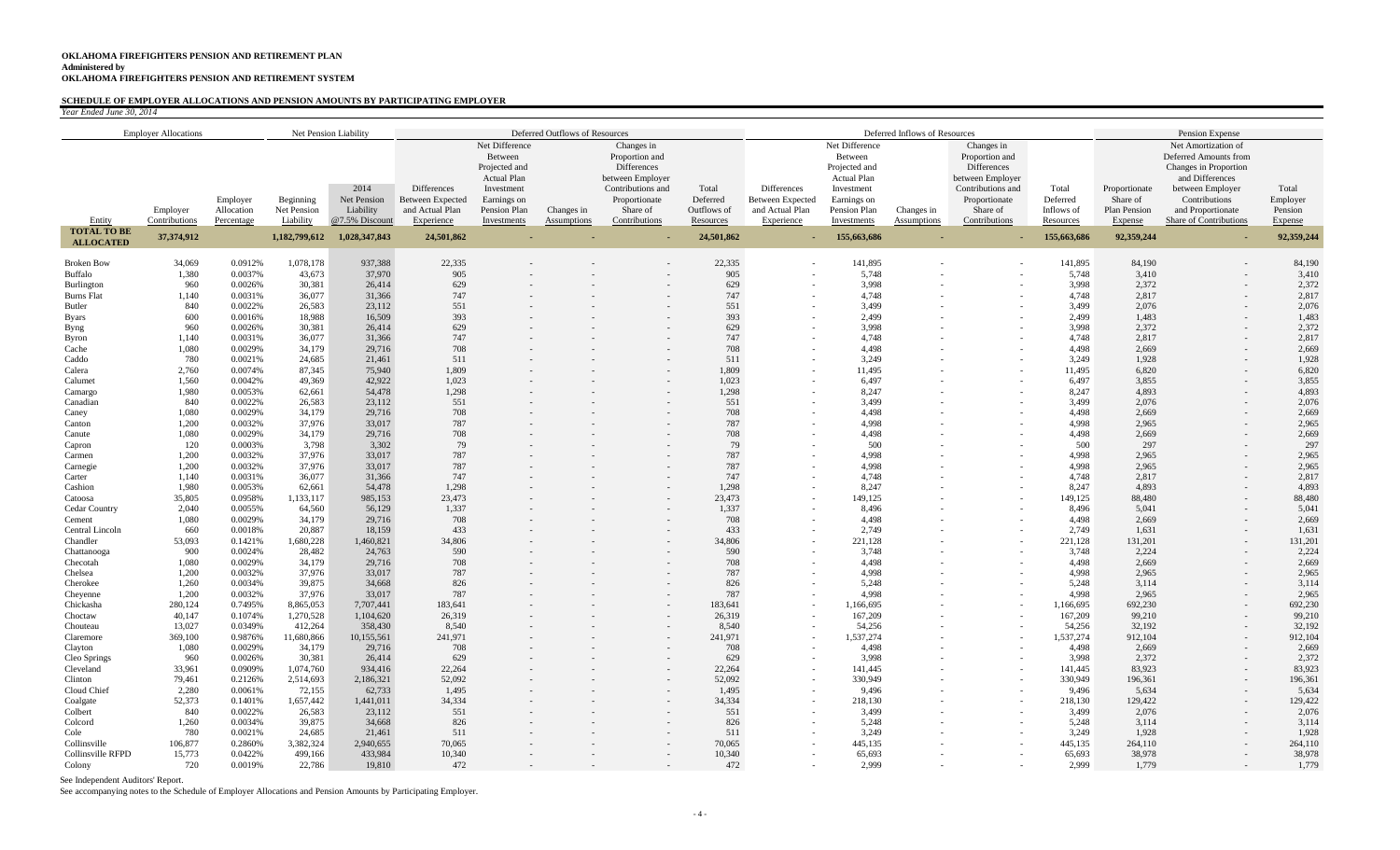**OKLAHOMA FIREFIGHTERS PENSION AND RETIREMENT PLAN**
**Administered by**
**OKLAHOMA FIREFIGHTERS PENSION AND RETIREMENT SYSTEM**

**SCHEDULE OF EMPLOYER ALLOCATIONS AND PENSION AMOUNTS BY PARTICIPATING EMPLOYER**

*Year Ended June 30, 2014*

| Employer Allocations | | | Net Pension Liability | | Deferred Outflows of Resources | | | | | Deferred Inflows of Resources | | | | | Pension Expense | | |
|---|---|---|---|---|---|---|---|---|---|---|---|---|---|---|---|---|---|
| Entity | Employer Contributions | Employer Allocation Percentage | Beginning Net Pension Liability | 2014 Net Pension Liability @7.5% Discount | Differences Between Expected and Actual Plan Experience | Net Difference Between Projected and Actual Plan Investment Earnings on Pension Plan Investments | Changes in Assumptions | Changes in Proportion and Differences between Employer Contributions and Proportionate Share of Contributions | Total Deferred Outflows of Resources | Differences Between Expected and Actual Plan Experience | Net Difference Between Projected and Actual Plan Investment Earnings on Pension Plan Investments | Changes in Assumptions | Changes in Proportion and Differences between Employer Contributions and Proportionate Share of Contributions | Total Deferred Inflows of Resources | Proportionate Share of Plan Pension Expense | Net Amortization of Deferred Amounts from Changes in Proportion and Differences between Employer Contributions and Proportionate Share of Contributions | Total Employer Pension Expense |
| **TOTAL TO BE ALLOCATED** | **37,374,912** | | **1,182,799,612** | **1,028,347,843** | **24,501,862** | **-** | **-** | **-** | **24,501,862** | **-** | **155,663,686** | **-** | **-** | **155,663,686** | **92,359,244** | **-** | **92,359,244** |
| Broken Bow | 34,069 | 0.0912% | 1,078,178 | 937,388 | 22,335 | - | - | - | 22,335 | - | 141,895 | - | - | 141,895 | 84,190 | - | 84,190 |
| Buffalo | 1,380 | 0.0037% | 43,673 | 37,970 | 905 | - | - | - | 905 | - | 5,748 | - | - | 5,748 | 3,410 | - | 3,410 |
| Burlington | 960 | 0.0026% | 30,381 | 26,414 | 629 | - | - | - | 629 | - | 3,998 | - | - | 3,998 | 2,372 | - | 2,372 |
| Burns Flat | 1,140 | 0.0031% | 36,077 | 31,366 | 747 | - | - | - | 747 | - | 4,748 | - | - | 4,748 | 2,817 | - | 2,817 |
| Butler | 840 | 0.0022% | 26,583 | 23,112 | 551 | - | - | - | 551 | - | 3,499 | - | - | 3,499 | 2,076 | - | 2,076 |
| Byars | 600 | 0.0016% | 18,988 | 16,509 | 393 | - | - | - | 393 | - | 2,499 | - | - | 2,499 | 1,483 | - | 1,483 |
| Byng | 960 | 0.0026% | 30,381 | 26,414 | 629 | - | - | - | 629 | - | 3,998 | - | - | 3,998 | 2,372 | - | 2,372 |
| Byron | 1,140 | 0.0031% | 36,077 | 31,366 | 747 | - | - | - | 747 | - | 4,748 | - | - | 4,748 | 2,817 | - | 2,817 |
| Cache | 1,080 | 0.0029% | 34,179 | 29,716 | 708 | - | - | - | 708 | - | 4,498 | - | - | 4,498 | 2,669 | - | 2,669 |
| Caddo | 780 | 0.0021% | 24,685 | 21,461 | 511 | - | - | - | 511 | - | 3,249 | - | - | 3,249 | 1,928 | - | 1,928 |
| Calera | 2,760 | 0.0074% | 87,345 | 75,940 | 1,809 | - | - | - | 1,809 | - | 11,495 | - | - | 11,495 | 6,820 | - | 6,820 |
| Calumet | 1,560 | 0.0042% | 49,369 | 42,922 | 1,023 | - | - | - | 1,023 | - | 6,497 | - | - | 6,497 | 3,855 | - | 3,855 |
| Camargo | 1,980 | 0.0053% | 62,661 | 54,478 | 1,298 | - | - | - | 1,298 | - | 8,247 | - | - | 8,247 | 4,893 | - | 4,893 |
| Canadian | 840 | 0.0022% | 26,583 | 23,112 | 551 | - | - | - | 551 | - | 3,499 | - | - | 3,499 | 2,076 | - | 2,076 |
| Caney | 1,080 | 0.0029% | 34,179 | 29,716 | 708 | - | - | - | 708 | - | 4,498 | - | - | 4,498 | 2,669 | - | 2,669 |
| Canton | 1,200 | 0.0032% | 37,976 | 33,017 | 787 | - | - | - | 787 | - | 4,998 | - | - | 4,998 | 2,965 | - | 2,965 |
| Canute | 1,080 | 0.0029% | 34,179 | 29,716 | 708 | - | - | - | 708 | - | 4,498 | - | - | 4,498 | 2,669 | - | 2,669 |
| Capron | 120 | 0.0003% | 3,798 | 3,302 | 79 | - | - | - | 79 | - | 500 | - | - | 500 | 297 | - | 297 |
| Carmen | 1,200 | 0.0032% | 37,976 | 33,017 | 787 | - | - | - | 787 | - | 4,998 | - | - | 4,998 | 2,965 | - | 2,965 |
| Carnegie | 1,200 | 0.0032% | 37,976 | 33,017 | 787 | - | - | - | 787 | - | 4,998 | - | - | 4,998 | 2,965 | - | 2,965 |
| Carter | 1,140 | 0.0031% | 36,077 | 31,366 | 747 | - | - | - | 747 | - | 4,748 | - | - | 4,748 | 2,817 | - | 2,817 |
| Cashion | 1,980 | 0.0053% | 62,661 | 54,478 | 1,298 | - | - | - | 1,298 | - | 8,247 | - | - | 8,247 | 4,893 | - | 4,893 |
| Catoosa | 35,805 | 0.0958% | 1,133,117 | 985,153 | 23,473 | - | - | - | 23,473 | - | 149,125 | - | - | 149,125 | 88,480 | - | 88,480 |
| Cedar Country | 2,040 | 0.0055% | 64,560 | 56,129 | 1,337 | - | - | - | 1,337 | - | 8,496 | - | - | 8,496 | 5,041 | - | 5,041 |
| Cement | 1,080 | 0.0029% | 34,179 | 29,716 | 708 | - | - | - | 708 | - | 4,498 | - | - | 4,498 | 2,669 | - | 2,669 |
| Central Lincoln | 660 | 0.0018% | 20,887 | 18,159 | 433 | - | - | - | 433 | - | 2,749 | - | - | 2,749 | 1,631 | - | 1,631 |
| Chandler | 53,093 | 0.1421% | 1,680,228 | 1,460,821 | 34,806 | - | - | - | 34,806 | - | 221,128 | - | - | 221,128 | 131,201 | - | 131,201 |
| Chattanooga | 900 | 0.0024% | 28,482 | 24,763 | 590 | - | - | - | 590 | - | 3,748 | - | - | 3,748 | 2,224 | - | 2,224 |
| Checotah | 1,080 | 0.0029% | 34,179 | 29,716 | 708 | - | - | - | 708 | - | 4,498 | - | - | 4,498 | 2,669 | - | 2,669 |
| Chelsea | 1,200 | 0.0032% | 37,976 | 33,017 | 787 | - | - | - | 787 | - | 4,998 | - | - | 4,998 | 2,965 | - | 2,965 |
| Cherokee | 1,260 | 0.0034% | 39,875 | 34,668 | 826 | - | - | - | 826 | - | 5,248 | - | - | 5,248 | 3,114 | - | 3,114 |
| Cheyenne | 1,200 | 0.0032% | 37,976 | 33,017 | 787 | - | - | - | 787 | - | 4,998 | - | - | 4,998 | 2,965 | - | 2,965 |
| Chickasha | 280,124 | 0.7495% | 8,865,053 | 7,707,441 | 183,641 | - | - | - | 183,641 | - | 1,166,695 | - | - | 1,166,695 | 692,230 | - | 692,230 |
| Choctaw | 40,147 | 0.1074% | 1,270,528 | 1,104,620 | 26,319 | - | - | - | 26,319 | - | 167,209 | - | - | 167,209 | 99,210 | - | 99,210 |
| Chouteau | 13,027 | 0.0349% | 412,264 | 358,430 | 8,540 | - | - | - | 8,540 | - | 54,256 | - | - | 54,256 | 32,192 | - | 32,192 |
| Claremore | 369,100 | 0.9876% | 11,680,866 | 10,155,561 | 241,971 | - | - | - | 241,971 | - | 1,537,274 | - | - | 1,537,274 | 912,104 | - | 912,104 |
| Clayton | 1,080 | 0.0029% | 34,179 | 29,716 | 708 | - | - | - | 708 | - | 4,498 | - | - | 4,498 | 2,669 | - | 2,669 |
| Cleo Springs | 960 | 0.0026% | 30,381 | 26,414 | 629 | - | - | - | 629 | - | 3,998 | - | - | 3,998 | 2,372 | - | 2,372 |
| Cleveland | 33,961 | 0.0909% | 1,074,760 | 934,416 | 22,264 | - | - | - | 22,264 | - | 141,445 | - | - | 141,445 | 83,923 | - | 83,923 |
| Clinton | 79,461 | 0.2126% | 2,514,693 | 2,186,321 | 52,092 | - | - | - | 52,092 | - | 330,949 | - | - | 330,949 | 196,361 | - | 196,361 |
| Cloud Chief | 2,280 | 0.0061% | 72,155 | 62,733 | 1,495 | - | - | - | 1,495 | - | 9,496 | - | - | 9,496 | 5,634 | - | 5,634 |
| Coalgate | 52,373 | 0.1401% | 1,657,442 | 1,441,011 | 34,334 | - | - | - | 34,334 | - | 218,130 | - | - | 218,130 | 129,422 | - | 129,422 |
| Colbert | 840 | 0.0022% | 26,583 | 23,112 | 551 | - | - | - | 551 | - | 3,499 | - | - | 3,499 | 2,076 | - | 2,076 |
| Colcord | 1,260 | 0.0034% | 39,875 | 34,668 | 826 | - | - | - | 826 | - | 5,248 | - | - | 5,248 | 3,114 | - | 3,114 |
| Cole | 780 | 0.0021% | 24,685 | 21,461 | 511 | - | - | - | 511 | - | 3,249 | - | - | 3,249 | 1,928 | - | 1,928 |
| Collinsville | 106,877 | 0.2860% | 3,382,324 | 2,940,655 | 70,065 | - | - | - | 70,065 | - | 445,135 | - | - | 445,135 | 264,110 | - | 264,110 |
| Collinsville RFPD | 15,773 | 0.0422% | 499,166 | 433,984 | 10,340 | - | - | - | 10,340 | - | 65,693 | - | - | 65,693 | 38,978 | - | 38,978 |
| Colony | 720 | 0.0019% | 22,786 | 19,810 | 472 | - | - | - | 472 | - | 2,999 | - | - | 2,999 | 1,779 | - | 1,779 |

See Independent Auditors' Report.

See accompanying notes to the Schedule of Employer Allocations and Pension Amounts by Participating Employer.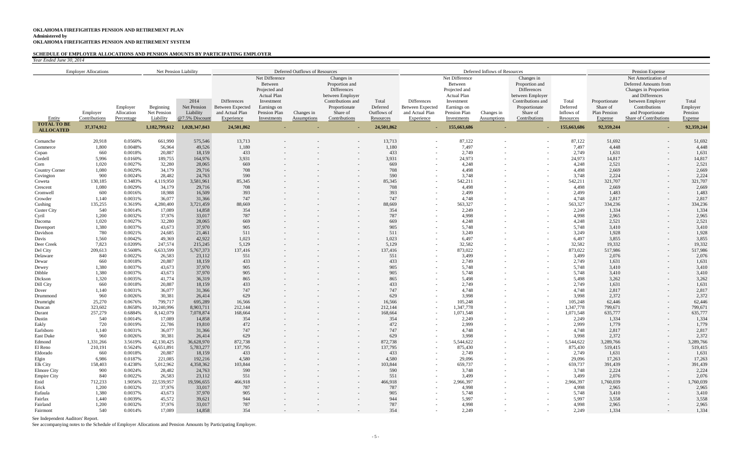**OKLAHOMA FIREFIGHTERS PENSION AND RETIREMENT PLAN**
**Administered by**
**OKLAHOMA FIREFIGHTERS PENSION AND RETIREMENT SYSTEM**

**SCHEDULE OF EMPLOYER ALLOCATIONS AND PENSION AMOUNTS BY PARTICIPATING EMPLOYER**

*Year Ended June 30, 2014*

| | Employer Allocations | | Net Pension Liability | | Deferred Outflows of Resources | | | | | Deferred Inflows of Resources | | | | | Pension Expense | | |
|---|---|---|---|---|---|---|---|---|---|---|---|---|---|---|---|---|---|
| Entity | Employer Contributions | Employer Allocation Percentage | Beginning Net Pension Liability | 2014 Net Pension Liability @7.5% Discount | Differences Between Expected and Actual Plan Experience | Net Difference Between Projected and Actual Plan Investment Earnings on Pension Plan Investments | Changes in Assumptions | Changes in Proportion and Differences between Employer Contributions and Proportionate Share of Contributions | Total Deferred Outflows of Resources | Differences Between Expected and Actual Plan Experience | Net Difference Between Projected and Actual Plan Investment Earnings on Pension Plan Investments | Changes in Assumptions | Changes in Proportion and Differences between Employer Contributions and Proportionate Share of Contributions | Total Deferred Inflows of Resources | Proportionate Share of Plan Pension Expense | Net Amortization of Deferred Amounts from Changes in Proportion and Differences between Employer Contributions and Proportionate Share of Contributions | Total Employer Pension Expense |
| **TOTAL TO BE ALLOCATED** | **37,374,912** | | **1,182,799,612** | **1,028,347,843** | **24,501,862** | **-** | **-** | **-** | **24,501,862** | **-** | **155,663,686** | **-** | **-** | **155,663,686** | **92,359,244** | **-** | **92,359,244** |
| Comanche | 20,918 | 0.0560% | 661,990 | 575,546 | 13,713 | - | - | - | 13,713 | - | 87,122 | - | - | 87,122 | 51,692 | - | 51,692 |
| Commerce | 1,800 | 0.0048% | 56,964 | 49,526 | 1,180 | - | - | - | 1,180 | - | 7,497 | - | - | 7,497 | 4,448 | - | 4,448 |
| Copan | 660 | 0.0018% | 20,887 | 18,159 | 433 | - | - | - | 433 | - | 2,749 | - | - | 2,749 | 1,631 | - | 1,631 |
| Cordell | 5,996 | 0.0160% | 189,755 | 164,976 | 3,931 | - | - | - | 3,931 | - | 24,973 | - | - | 24,973 | 14,817 | - | 14,817 |
| Corn | 1,020 | 0.0027% | 32,280 | 28,065 | 669 | - | - | - | 669 | - | 4,248 | - | - | 4,248 | 2,521 | - | 2,521 |
| Country Corner | 1,080 | 0.0029% | 34,179 | 29,716 | 708 | - | - | - | 708 | - | 4,498 | - | - | 4,498 | 2,669 | - | 2,669 |
| Covington | 900 | 0.0024% | 28,482 | 24,763 | 590 | - | - | - | 590 | - | 3,748 | - | - | 3,748 | 2,224 | - | 2,224 |
| Coweta | 130,185 | 0.3483% | 4,119,950 | 3,581,961 | 85,345 | - | - | - | 85,345 | - | 542,211 | - | - | 542,211 | 321,707 | - | 321,707 |
| Crescent | 1,080 | 0.0029% | 34,179 | 29,716 | 708 | - | - | - | 708 | - | 4,498 | - | - | 4,498 | 2,669 | - | 2,669 |
| Cromwell | 600 | 0.0016% | 18,988 | 16,509 | 393 | - | - | - | 393 | - | 2,499 | - | - | 2,499 | 1,483 | - | 1,483 |
| Crowder | 1,140 | 0.0031% | 36,077 | 31,366 | 747 | - | - | - | 747 | - | 4,748 | - | - | 4,748 | 2,817 | - | 2,817 |
| Cushing | 135,255 | 0.3619% | 4,280,400 | 3,721,459 | 88,669 | - | - | - | 88,669 | - | 563,327 | - | - | 563,327 | 334,236 | - | 334,236 |
| Custer City | 540 | 0.0014% | 17,089 | 14,858 | 354 | - | - | - | 354 | - | 2,249 | - | - | 2,249 | 1,334 | - | 1,334 |
| Cyril | 1,200 | 0.0032% | 37,976 | 33,017 | 787 | - | - | - | 787 | - | 4,998 | - | - | 4,998 | 2,965 | - | 2,965 |
| Dacoma | 1,020 | 0.0027% | 32,280 | 28,065 | 669 | - | - | - | 669 | - | 4,248 | - | - | 4,248 | 2,521 | - | 2,521 |
| Davenport | 1,380 | 0.0037% | 43,673 | 37,970 | 905 | - | - | - | 905 | - | 5,748 | - | - | 5,748 | 3,410 | - | 3,410 |
| Davidson | 780 | 0.0021% | 24,685 | 21,461 | 511 | - | - | - | 511 | - | 3,249 | - | - | 3,249 | 1,928 | - | 1,928 |
| Davis | 1,560 | 0.0042% | 49,369 | 42,922 | 1,023 | - | - | - | 1,023 | - | 6,497 | - | - | 6,497 | 3,855 | - | 3,855 |
| Deer Creek | 7,823 | 0.0209% | 247,574 | 215,245 | 5,129 | - | - | - | 5,129 | - | 32,582 | - | - | 32,582 | 19,332 | - | 19,332 |
| Del City | 209,613 | 0.5608% | 6,633,599 | 5,767,373 | 137,416 | - | - | - | 137,416 | - | 873,022 | - | - | 873,022 | 517,986 | - | 517,986 |
| Delaware | 840 | 0.0022% | 26,583 | 23,112 | 551 | - | - | - | 551 | - | 3,499 | - | - | 3,499 | 2,076 | - | 2,076 |
| Dewar | 660 | 0.0018% | 20,887 | 18,159 | 433 | - | - | - | 433 | - | 2,749 | - | - | 2,749 | 1,631 | - | 1,631 |
| Dewey | 1,380 | 0.0037% | 43,673 | 37,970 | 905 | - | - | - | 905 | - | 5,748 | - | - | 5,748 | 3,410 | - | 3,410 |
| Dibble | 1,380 | 0.0037% | 43,673 | 37,970 | 905 | - | - | - | 905 | - | 5,748 | - | - | 5,748 | 3,410 | - | 3,410 |
| Dickson | 1,320 | 0.0035% | 41,774 | 36,319 | 865 | - | - | - | 865 | - | 5,498 | - | - | 5,498 | 3,262 | - | 3,262 |
| Dill City | 660 | 0.0018% | 20,887 | 18,159 | 433 | - | - | - | 433 | - | 2,749 | - | - | 2,749 | 1,631 | - | 1,631 |
| Dover | 1,140 | 0.0031% | 36,077 | 31,366 | 747 | - | - | - | 747 | - | 4,748 | - | - | 4,748 | 2,817 | - | 2,817 |
| Drummond | 960 | 0.0026% | 30,381 | 26,414 | 629 | - | - | - | 629 | - | 3,998 | - | - | 3,998 | 2,372 | - | 2,372 |
| Drumright | 25,270 | 0.0676% | 799,717 | 695,289 | 16,566 | - | - | - | 16,566 | - | 105,248 | - | - | 105,248 | 62,446 | - | 62,446 |
| Duncan | 323,602 | 0.8658% | 10,240,996 | 8,903,711 | 212,144 | - | - | - | 212,144 | - | 1,347,778 | - | - | 1,347,778 | 799,671 | - | 799,671 |
| Durant | 257,279 | 0.6884% | 8,142,079 | 7,078,874 | 168,664 | - | - | - | 168,664 | - | 1,071,548 | - | - | 1,071,548 | 635,777 | - | 635,777 |
| Dustin | 540 | 0.0014% | 17,089 | 14,858 | 354 | - | - | - | 354 | - | 2,249 | - | - | 2,249 | 1,334 | - | 1,334 |
| Eakly | 720 | 0.0019% | 22,786 | 19,810 | 472 | - | - | - | 472 | - | 2,999 | - | - | 2,999 | 1,779 | - | 1,779 |
| Earlsboro | 1,140 | 0.0031% | 36,077 | 31,366 | 747 | - | - | - | 747 | - | 4,748 | - | - | 4,748 | 2,817 | - | 2,817 |
| East Duke | 960 | 0.0026% | 30,381 | 26,414 | 629 | - | - | - | 629 | - | 3,998 | - | - | 3,998 | 2,372 | - | 2,372 |
| Edmond | 1,331,266 | 3.5619% | 42,130,425 | 36,628,970 | 872,738 | - | - | - | 872,738 | - | 5,544,622 | - | - | 5,544,622 | 3,289,766 | - | 3,289,766 |
| El Reno | 210,191 | 0.5624% | 6,651,891 | 5,783,277 | 137,795 | - | - | - | 137,795 | - | 875,430 | - | - | 875,430 | 519,415 | - | 519,415 |
| Eldorado | 660 | 0.0018% | 20,887 | 18,159 | 433 | - | - | - | 433 | - | 2,749 | - | - | 2,749 | 1,631 | - | 1,631 |
| Elgin | 6,986 | 0.0187% | 221,085 | 192,216 | 4,580 | - | - | - | 4,580 | - | 29,096 | - | - | 29,096 | 17,263 | - | 17,263 |
| Elk City | 158,403 | 0.4238% | 5,012,996 | 4,358,362 | 103,844 | - | - | - | 103,844 | - | 659,737 | - | - | 659,737 | 391,439 | - | 391,439 |
| Elmore City | 900 | 0.0024% | 28,482 | 24,763 | 590 | - | - | - | 590 | - | 3,748 | - | - | 3,748 | 2,224 | - | 2,224 |
| Empire City | 840 | 0.0022% | 26,583 | 23,112 | 551 | - | - | - | 551 | - | 3,499 | - | - | 3,499 | 2,076 | - | 2,076 |
| Enid | 712,233 | 1.9056% | 22,539,957 | 19,596,655 | 466,918 | - | - | - | 466,918 | - | 2,966,397 | - | - | 2,966,397 | 1,760,039 | - | 1,760,039 |
| Erick | 1,200 | 0.0032% | 37,976 | 33,017 | 787 | - | - | - | 787 | - | 4,998 | - | - | 4,998 | 2,965 | - | 2,965 |
| Eufaula | 1,380 | 0.0037% | 43,673 | 37,970 | 905 | - | - | - | 905 | - | 5,748 | - | - | 5,748 | 3,410 | - | 3,410 |
| Fairfax | 1,440 | 0.0039% | 45,572 | 39,621 | 944 | - | - | - | 944 | - | 5,997 | - | - | 5,997 | 3,558 | - | 3,558 |
| Fairland | 1,200 | 0.0032% | 37,976 | 33,017 | 787 | - | - | - | 787 | - | 4,998 | - | - | 4,998 | 2,965 | - | 2,965 |
| Fairmont | 540 | 0.0014% | 17,089 | 14,858 | 354 | - | - | - | 354 | - | 2,249 | - | - | 2,249 | 1,334 | - | 1,334 |

See Independent Auditors' Report.

See accompanying notes to the Schedule of Employer Allocations and Pension Amounts by Participating Employer.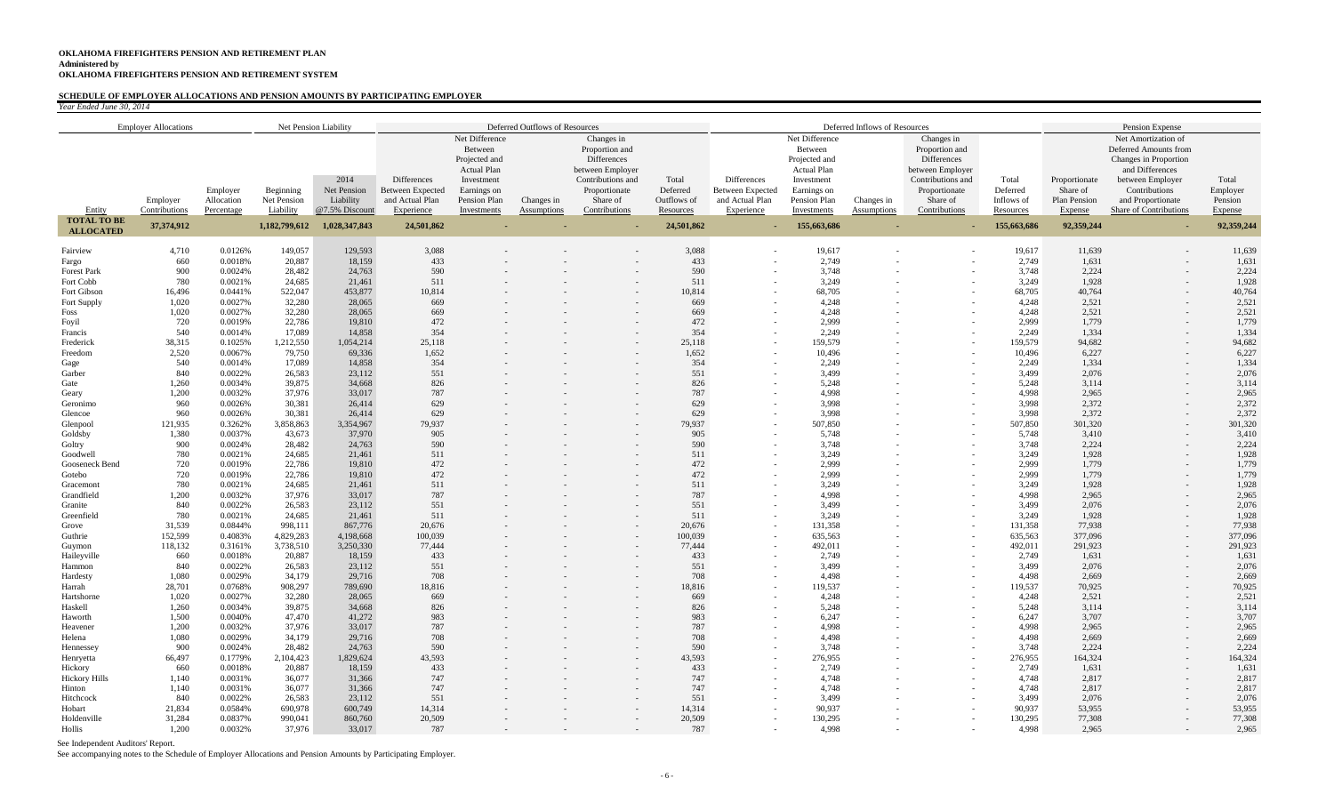**OKLAHOMA FIREFIGHTERS PENSION AND RETIREMENT PLAN**
**Administered by**
**OKLAHOMA FIREFIGHTERS PENSION AND RETIREMENT SYSTEM**

**SCHEDULE OF EMPLOYER ALLOCATIONS AND PENSION AMOUNTS BY PARTICIPATING EMPLOYER**

*Year Ended June 30, 2014*

| | Employer Allocations | | Net Pension Liability | | Deferred Outflows of Resources | | | | | Deferred Inflows of Resources | | | | | Pension Expense | | |
|---|---|---|---|---|---|---|---|---|---|---|---|---|---|---|---|---|---|
| Entity | Employer Contributions | Employer Allocation Percentage | Beginning Net Pension Liability | 2014 Net Pension Liability @7.5% Discount | Differences Between Expected and Actual Plan Experience | Net Difference Between Projected and Actual Plan Investment Earnings on Pension Plan Investments | Changes in Assumptions | Changes in Proportion and Differences between Employer Contributions and Proportionate Share of Contributions | Total Deferred Outflows of Resources | Differences Between Expected and Actual Plan Experience | Net Difference Between Projected and Actual Plan Investment Earnings on Pension Plan Investments | Changes in Assumptions | Changes in Proportion and Differences between Employer Contributions and Proportionate Share of Contributions | Total Deferred Inflows of Resources | Proportionate Share of Plan Pension Expense | Net Amortization of Deferred Amounts from Changes in Proportion and Differences between Employer Contributions and Proportionate Share of Contributions | Total Employer Pension Expense |
| **TOTAL TO BE ALLOCATED** | **37,374,912** | | **1,182,799,612** | **1,028,347,843** | **24,501,862** | **-** | **-** | **-** | **24,501,862** | **-** | **155,663,686** | **-** | **-** | **155,663,686** | **92,359,244** | **-** | **92,359,244** |
| Fairview | 4,710 | 0.0126% | 149,057 | 129,593 | 3,088 | - | - | - | 3,088 | - | 19,617 | - | - | 19,617 | 11,639 | - | 11,639 |
| Fargo | 660 | 0.0018% | 20,887 | 18,159 | 433 | - | - | - | 433 | - | 2,749 | - | - | 2,749 | 1,631 | - | 1,631 |
| Forest Park | 900 | 0.0024% | 28,482 | 24,763 | 590 | - | - | - | 590 | - | 3,748 | - | - | 3,748 | 2,224 | - | 2,224 |
| Fort Cobb | 780 | 0.0021% | 24,685 | 21,461 | 511 | - | - | - | 511 | - | 3,249 | - | - | 3,249 | 1,928 | - | 1,928 |
| Fort Gibson | 16,496 | 0.0441% | 522,047 | 453,877 | 10,814 | - | - | - | 10,814 | - | 68,705 | - | - | 68,705 | 40,764 | - | 40,764 |
| Fort Supply | 1,020 | 0.0027% | 32,280 | 28,065 | 669 | - | - | - | 669 | - | 4,248 | - | - | 4,248 | 2,521 | - | 2,521 |
| Foss | 1,020 | 0.0027% | 32,280 | 28,065 | 669 | - | - | - | 669 | - | 4,248 | - | - | 4,248 | 2,521 | - | 2,521 |
| Foyil | 720 | 0.0019% | 22,786 | 19,810 | 472 | - | - | - | 472 | - | 2,999 | - | - | 2,999 | 1,779 | - | 1,779 |
| Francis | 540 | 0.0014% | 17,089 | 14,858 | 354 | - | - | - | 354 | - | 2,249 | - | - | 2,249 | 1,334 | - | 1,334 |
| Frederick | 38,315 | 0.1025% | 1,212,550 | 1,054,214 | 25,118 | - | - | - | 25,118 | - | 159,579 | - | - | 159,579 | 94,682 | - | 94,682 |
| Freedom | 2,520 | 0.0067% | 79,750 | 69,336 | 1,652 | - | - | - | 1,652 | - | 10,496 | - | - | 10,496 | 6,227 | - | 6,227 |
| Gage | 540 | 0.0014% | 17,089 | 14,858 | 354 | - | - | - | 354 | - | 2,249 | - | - | 2,249 | 1,334 | - | 1,334 |
| Garber | 840 | 0.0022% | 26,583 | 23,112 | 551 | - | - | - | 551 | - | 3,499 | - | - | 3,499 | 2,076 | - | 2,076 |
| Gate | 1,260 | 0.0034% | 39,875 | 34,668 | 826 | - | - | - | 826 | - | 5,248 | - | - | 5,248 | 3,114 | - | 3,114 |
| Geary | 1,200 | 0.0032% | 37,976 | 33,017 | 787 | - | - | - | 787 | - | 4,998 | - | - | 4,998 | 2,965 | - | 2,965 |
| Geronimo | 960 | 0.0026% | 30,381 | 26,414 | 629 | - | - | - | 629 | - | 3,998 | - | - | 3,998 | 2,372 | - | 2,372 |
| Glencoe | 960 | 0.0026% | 30,381 | 26,414 | 629 | - | - | - | 629 | - | 3,998 | - | - | 3,998 | 2,372 | - | 2,372 |
| Glenpool | 121,935 | 0.3262% | 3,858,863 | 3,354,967 | 79,937 | - | - | - | 79,937 | - | 507,850 | - | - | 507,850 | 301,320 | - | 301,320 |
| Goldsby | 1,380 | 0.0037% | 43,673 | 37,970 | 905 | - | - | - | 905 | - | 5,748 | - | - | 5,748 | 3,410 | - | 3,410 |
| Goltry | 900 | 0.0024% | 28,482 | 24,763 | 590 | - | - | - | 590 | - | 3,748 | - | - | 3,748 | 2,224 | - | 2,224 |
| Goodwell | 780 | 0.0021% | 24,685 | 21,461 | 511 | - | - | - | 511 | - | 3,249 | - | - | 3,249 | 1,928 | - | 1,928 |
| Gooseneck Bend | 720 | 0.0019% | 22,786 | 19,810 | 472 | - | - | - | 472 | - | 2,999 | - | - | 2,999 | 1,779 | - | 1,779 |
| Gotebo | 720 | 0.0019% | 22,786 | 19,810 | 472 | - | - | - | 472 | - | 2,999 | - | - | 2,999 | 1,779 | - | 1,779 |
| Gracemont | 780 | 0.0021% | 24,685 | 21,461 | 511 | - | - | - | 511 | - | 3,249 | - | - | 3,249 | 1,928 | - | 1,928 |
| Grandfield | 1,200 | 0.0032% | 37,976 | 33,017 | 787 | - | - | - | 787 | - | 4,998 | - | - | 4,998 | 2,965 | - | 2,965 |
| Granite | 840 | 0.0022% | 26,583 | 23,112 | 551 | - | - | - | 551 | - | 3,499 | - | - | 3,499 | 2,076 | - | 2,076 |
| Greenfield | 780 | 0.0021% | 24,685 | 21,461 | 511 | - | - | - | 511 | - | 3,249 | - | - | 3,249 | 1,928 | - | 1,928 |
| Grove | 31,539 | 0.0844% | 998,111 | 867,776 | 20,676 | - | - | - | 20,676 | - | 131,358 | - | - | 131,358 | 77,938 | - | 77,938 |
| Guthrie | 152,599 | 0.4083% | 4,829,283 | 4,198,668 | 100,039 | - | - | - | 100,039 | - | 635,563 | - | - | 635,563 | 377,096 | - | 377,096 |
| Guymon | 118,132 | 0.3161% | 3,738,510 | 3,250,330 | 77,444 | - | - | - | 77,444 | - | 492,011 | - | - | 492,011 | 291,923 | - | 291,923 |
| Haileyville | 660 | 0.0018% | 20,887 | 18,159 | 433 | - | - | - | 433 | - | 2,749 | - | - | 2,749 | 1,631 | - | 1,631 |
| Hammon | 840 | 0.0022% | 26,583 | 23,112 | 551 | - | - | - | 551 | - | 3,499 | - | - | 3,499 | 2,076 | - | 2,076 |
| Hardesty | 1,080 | 0.0029% | 34,179 | 29,716 | 708 | - | - | - | 708 | - | 4,498 | - | - | 4,498 | 2,669 | - | 2,669 |
| Harrah | 28,701 | 0.0768% | 908,297 | 789,690 | 18,816 | - | - | - | 18,816 | - | 119,537 | - | - | 119,537 | 70,925 | - | 70,925 |
| Hartshorne | 1,020 | 0.0027% | 32,280 | 28,065 | 669 | - | - | - | 669 | - | 4,248 | - | - | 4,248 | 2,521 | - | 2,521 |
| Haskell | 1,260 | 0.0034% | 39,875 | 34,668 | 826 | - | - | - | 826 | - | 5,248 | - | - | 5,248 | 3,114 | - | 3,114 |
| Haworth | 1,500 | 0.0040% | 47,470 | 41,272 | 983 | - | - | - | 983 | - | 6,247 | - | - | 6,247 | 3,707 | - | 3,707 |
| Heavener | 1,200 | 0.0032% | 37,976 | 33,017 | 787 | - | - | - | 787 | - | 4,998 | - | - | 4,998 | 2,965 | - | 2,965 |
| Helena | 1,080 | 0.0029% | 34,179 | 29,716 | 708 | - | - | - | 708 | - | 4,498 | - | - | 4,498 | 2,669 | - | 2,669 |
| Hennessey | 900 | 0.0024% | 28,482 | 24,763 | 590 | - | - | - | 590 | - | 3,748 | - | - | 3,748 | 2,224 | - | 2,224 |
| Henryetta | 66,497 | 0.1779% | 2,104,423 | 1,829,624 | 43,593 | - | - | - | 43,593 | - | 276,955 | - | - | 276,955 | 164,324 | - | 164,324 |
| Hickory | 660 | 0.0018% | 20,887 | 18,159 | 433 | - | - | - | 433 | - | 2,749 | - | - | 2,749 | 1,631 | - | 1,631 |
| Hickory Hills | 1,140 | 0.0031% | 36,077 | 31,366 | 747 | - | - | - | 747 | - | 4,748 | - | - | 4,748 | 2,817 | - | 2,817 |
| Hinton | 1,140 | 0.0031% | 36,077 | 31,366 | 747 | - | - | - | 747 | - | 4,748 | - | - | 4,748 | 2,817 | - | 2,817 |
| Hitchcock | 840 | 0.0022% | 26,583 | 23,112 | 551 | - | - | - | 551 | - | 3,499 | - | - | 3,499 | 2,076 | - | 2,076 |
| Hobart | 21,834 | 0.0584% | 690,978 | 600,749 | 14,314 | - | - | - | 14,314 | - | 90,937 | - | - | 90,937 | 53,955 | - | 53,955 |
| Holdenville | 31,284 | 0.0837% | 990,041 | 860,760 | 20,509 | - | - | - | 20,509 | - | 130,295 | - | - | 130,295 | 77,308 | - | 77,308 |
| Hollis | 1,200 | 0.0032% | 37,976 | 33,017 | 787 | - | - | - | 787 | - | 4,998 | - | - | 4,998 | 2,965 | - | 2,965 |

See Independent Auditors' Report.

See accompanying notes to the Schedule of Employer Allocations and Pension Amounts by Participating Employer.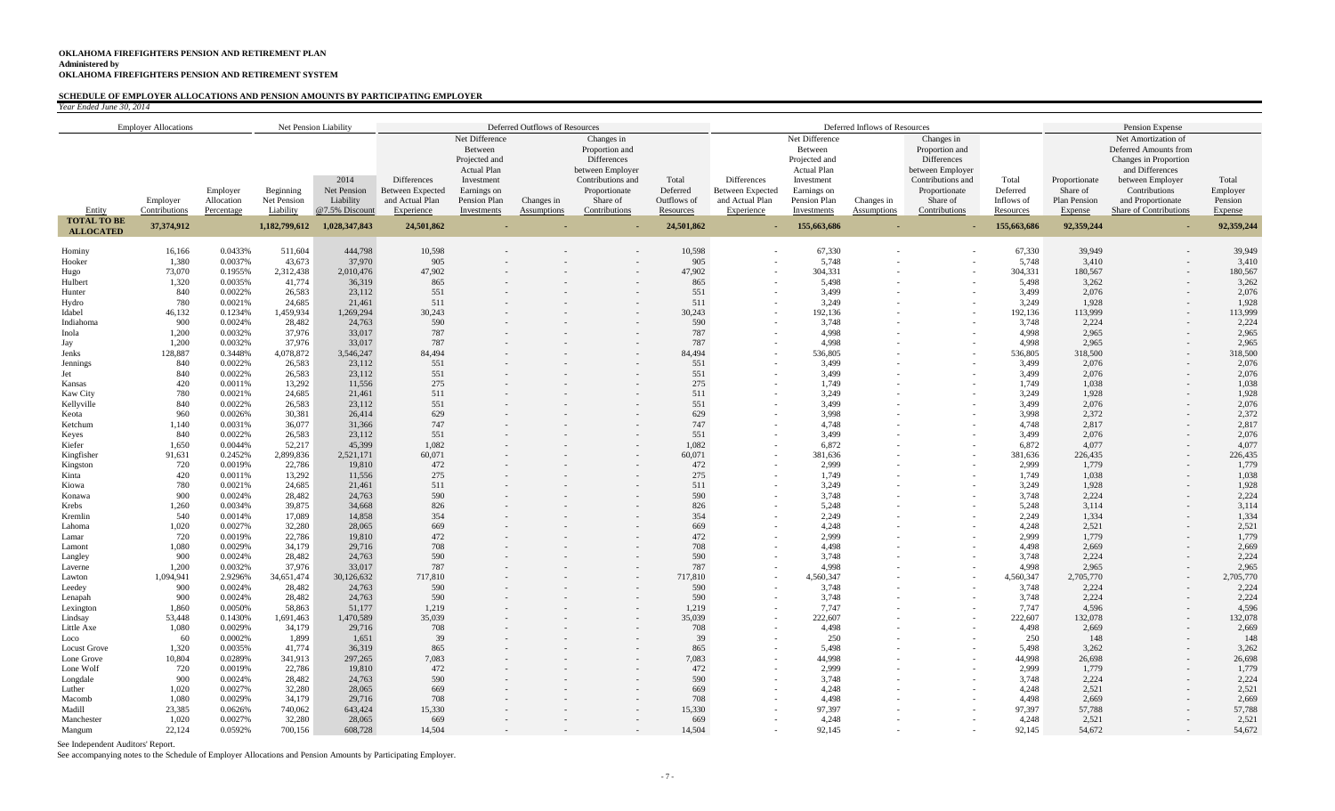**OKLAHOMA FIREFIGHTERS PENSION AND RETIREMENT PLAN**
**Administered by**
**OKLAHOMA FIREFIGHTERS PENSION AND RETIREMENT SYSTEM**

**SCHEDULE OF EMPLOYER ALLOCATIONS AND PENSION AMOUNTS BY PARTICIPATING EMPLOYER**

*Year Ended June 30, 2014*

| Employer Allocations | | | Net Pension Liability | | Deferred Outflows of Resources | | | | | Deferred Inflows of Resources | | | | | Pension Expense | | |
|---|---|---|---|---|---|---|---|---|---|---|---|---|---|---|---|---|---|
| Entity | Employer Contributions | Employer Allocation Percentage | Beginning Net Pension Liability | 2014 Net Pension Liability @7.5% Discount | Differences Between Expected and Actual Plan Experience | Net Difference Between Projected and Actual Plan Earnings on Pension Plan Investments | Changes in Assumptions | Changes in Proportion and Differences between Employer Contributions and Proportionate Share of Contributions | Total Deferred Outflows of Resources | Differences Between Expected and Actual Plan Experience | Net Difference Between Projected and Actual Plan Earnings on Pension Plan Investments | Changes in Assumptions | Changes in Proportion and Differences between Employer Contributions and Proportionate Share of Contributions | Total Deferred Inflows of Resources | Proportionate Share of Plan Pension Expense | Net Amortization of Deferred Amounts from Changes in Proportion and Differences between Employer Contributions and Proportionate Share of Contributions | Total Employer Pension Expense |
| **TOTAL TO BE ALLOCATED** | **37,374,912** | | **1,182,799,612** | **1,028,347,843** | **24,501,862** | **-** | **-** | **-** | **24,501,862** | **-** | **155,663,686** | **-** | **-** | **155,663,686** | **92,359,244** | **-** | **92,359,244** |
| Hominy | 16,166 | 0.0433% | 511,604 | 444,798 | 10,598 | - | - | - | 10,598 | - | 67,330 | - | - | 67,330 | 39,949 | - | 39,949 |
| Hooker | 1,380 | 0.0037% | 43,673 | 37,970 | 905 | - | - | - | 905 | - | 5,748 | - | - | 5,748 | 3,410 | - | 3,410 |
| Hugo | 73,070 | 0.1955% | 2,312,438 | 2,010,476 | 47,902 | - | - | - | 47,902 | - | 304,331 | - | - | 304,331 | 180,567 | - | 180,567 |
| Hulbert | 1,320 | 0.0035% | 41,774 | 36,319 | 865 | - | - | - | 865 | - | 5,498 | - | - | 5,498 | 3,262 | - | 3,262 |
| Hunter | 840 | 0.0022% | 26,583 | 23,112 | 551 | - | - | - | 551 | - | 3,499 | - | - | 3,499 | 2,076 | - | 2,076 |
| Hydro | 780 | 0.0021% | 24,685 | 21,461 | 511 | - | - | - | 511 | - | 3,249 | - | - | 3,249 | 1,928 | - | 1,928 |
| Idabel | 46,132 | 0.1234% | 1,459,934 | 1,269,294 | 30,243 | - | - | - | 30,243 | - | 192,136 | - | - | 192,136 | 113,999 | - | 113,999 |
| Indiahoma | 900 | 0.0024% | 28,482 | 24,763 | 590 | - | - | - | 590 | - | 3,748 | - | - | 3,748 | 2,224 | - | 2,224 |
| Inola | 1,200 | 0.0032% | 37,976 | 33,017 | 787 | - | - | - | 787 | - | 4,998 | - | - | 4,998 | 2,965 | - | 2,965 |
| Jay | 1,200 | 0.0032% | 37,976 | 33,017 | 787 | - | - | - | 787 | - | 4,998 | - | - | 4,998 | 2,965 | - | 2,965 |
| Jenks | 128,887 | 0.3448% | 4,078,872 | 3,546,247 | 84,494 | - | - | - | 84,494 | - | 536,805 | - | - | 536,805 | 318,500 | - | 318,500 |
| Jennings | 840 | 0.0022% | 26,583 | 23,112 | 551 | - | - | - | 551 | - | 3,499 | - | - | 3,499 | 2,076 | - | 2,076 |
| Jet | 840 | 0.0022% | 26,583 | 23,112 | 551 | - | - | - | 551 | - | 3,499 | - | - | 3,499 | 2,076 | - | 2,076 |
| Kansas | 420 | 0.0011% | 13,292 | 11,556 | 275 | - | - | - | 275 | - | 1,749 | - | - | 1,749 | 1,038 | - | 1,038 |
| Kaw City | 780 | 0.0021% | 24,685 | 21,461 | 511 | - | - | - | 511 | - | 3,249 | - | - | 3,249 | 1,928 | - | 1,928 |
| Kellyville | 840 | 0.0022% | 26,583 | 23,112 | 551 | - | - | - | 551 | - | 3,499 | - | - | 3,499 | 2,076 | - | 2,076 |
| Keota | 960 | 0.0026% | 30,381 | 26,414 | 629 | - | - | - | 629 | - | 3,998 | - | - | 3,998 | 2,372 | - | 2,372 |
| Ketchum | 1,140 | 0.0031% | 36,077 | 31,366 | 747 | - | - | - | 747 | - | 4,748 | - | - | 4,748 | 2,817 | - | 2,817 |
| Keyes | 840 | 0.0022% | 26,583 | 23,112 | 551 | - | - | - | 551 | - | 3,499 | - | - | 3,499 | 2,076 | - | 2,076 |
| Kiefer | 1,650 | 0.0044% | 52,217 | 45,399 | 1,082 | - | - | - | 1,082 | - | 6,872 | - | - | 6,872 | 4,077 | - | 4,077 |
| Kingfisher | 91,631 | 0.2452% | 2,899,836 | 2,521,171 | 60,071 | - | - | - | 60,071 | - | 381,636 | - | - | 381,636 | 226,435 | - | 226,435 |
| Kingston | 720 | 0.0019% | 22,786 | 19,810 | 472 | - | - | - | 472 | - | 2,999 | - | - | 2,999 | 1,779 | - | 1,779 |
| Kinta | 420 | 0.0011% | 13,292 | 11,556 | 275 | - | - | - | 275 | - | 1,749 | - | - | 1,749 | 1,038 | - | 1,038 |
| Kiowa | 780 | 0.0021% | 24,685 | 21,461 | 511 | - | - | - | 511 | - | 3,249 | - | - | 3,249 | 1,928 | - | 1,928 |
| Konawa | 900 | 0.0024% | 28,482 | 24,763 | 590 | - | - | - | 590 | - | 3,748 | - | - | 3,748 | 2,224 | - | 2,224 |
| Krebs | 1,260 | 0.0034% | 39,875 | 34,668 | 826 | - | - | - | 826 | - | 5,248 | - | - | 5,248 | 3,114 | - | 3,114 |
| Kremlin | 540 | 0.0014% | 17,089 | 14,858 | 354 | - | - | - | 354 | - | 2,249 | - | - | 2,249 | 1,334 | - | 1,334 |
| Lahoma | 1,020 | 0.0027% | 32,280 | 28,065 | 669 | - | - | - | 669 | - | 4,248 | - | - | 4,248 | 2,521 | - | 2,521 |
| Lamar | 720 | 0.0019% | 22,786 | 19,810 | 472 | - | - | - | 472 | - | 2,999 | - | - | 2,999 | 1,779 | - | 1,779 |
| Lamont | 1,080 | 0.0029% | 34,179 | 29,716 | 708 | - | - | - | 708 | - | 4,498 | - | - | 4,498 | 2,669 | - | 2,669 |
| Langley | 900 | 0.0024% | 28,482 | 24,763 | 590 | - | - | - | 590 | - | 3,748 | - | - | 3,748 | 2,224 | - | 2,224 |
| Laverne | 1,200 | 0.0032% | 37,976 | 33,017 | 787 | - | - | - | 787 | - | 4,998 | - | - | 4,998 | 2,965 | - | 2,965 |
| Lawton | 1,094,941 | 2.9296% | 34,651,474 | 30,126,632 | 717,810 | - | - | - | 717,810 | - | 4,560,347 | - | - | 4,560,347 | 2,705,770 | - | 2,705,770 |
| Leedey | 900 | 0.0024% | 28,482 | 24,763 | 590 | - | - | - | 590 | - | 3,748 | - | - | 3,748 | 2,224 | - | 2,224 |
| Lenapah | 900 | 0.0024% | 28,482 | 24,763 | 590 | - | - | - | 590 | - | 3,748 | - | - | 3,748 | 2,224 | - | 2,224 |
| Lexington | 1,860 | 0.0050% | 58,863 | 51,177 | 1,219 | - | - | - | 1,219 | - | 7,747 | - | - | 7,747 | 4,596 | - | 4,596 |
| Lindsay | 53,448 | 0.1430% | 1,691,463 | 1,470,589 | 35,039 | - | - | - | 35,039 | - | 222,607 | - | - | 222,607 | 132,078 | - | 132,078 |
| Little Axe | 1,080 | 0.0029% | 34,179 | 29,716 | 708 | - | - | - | 708 | - | 4,498 | - | - | 4,498 | 2,669 | - | 2,669 |
| Loco | 60 | 0.0002% | 1,899 | 1,651 | 39 | - | - | - | 39 | - | 250 | - | - | 250 | 148 | - | 148 |
| Locust Grove | 1,320 | 0.0035% | 41,774 | 36,319 | 865 | - | - | - | 865 | - | 5,498 | - | - | 5,498 | 3,262 | - | 3,262 |
| Lone Grove | 10,804 | 0.0289% | 341,913 | 297,265 | 7,083 | - | - | - | 7,083 | - | 44,998 | - | - | 44,998 | 26,698 | - | 26,698 |
| Lone Wolf | 720 | 0.0019% | 22,786 | 19,810 | 472 | - | - | - | 472 | - | 2,999 | - | - | 2,999 | 1,779 | - | 1,779 |
| Longdale | 900 | 0.0024% | 28,482 | 24,763 | 590 | - | - | - | 590 | - | 3,748 | - | - | 3,748 | 2,224 | - | 2,224 |
| Luther | 1,020 | 0.0027% | 32,280 | 28,065 | 669 | - | - | - | 669 | - | 4,248 | - | - | 4,248 | 2,521 | - | 2,521 |
| Macomb | 1,080 | 0.0029% | 34,179 | 29,716 | 708 | - | - | - | 708 | - | 4,498 | - | - | 4,498 | 2,669 | - | 2,669 |
| Madill | 23,385 | 0.0626% | 740,062 | 643,424 | 15,330 | - | - | - | 15,330 | - | 97,397 | - | - | 97,397 | 57,788 | - | 57,788 |
| Manchester | 1,020 | 0.0027% | 32,280 | 28,065 | 669 | - | - | - | 669 | - | 4,248 | - | - | 4,248 | 2,521 | - | 2,521 |
| Mangum | 22,124 | 0.0592% | 700,156 | 608,728 | 14,504 | - | - | - | 14,504 | - | 92,145 | - | - | 92,145 | 54,672 | - | 54,672 |

See Independent Auditors' Report.

See accompanying notes to the Schedule of Employer Allocations and Pension Amounts by Participating Employer.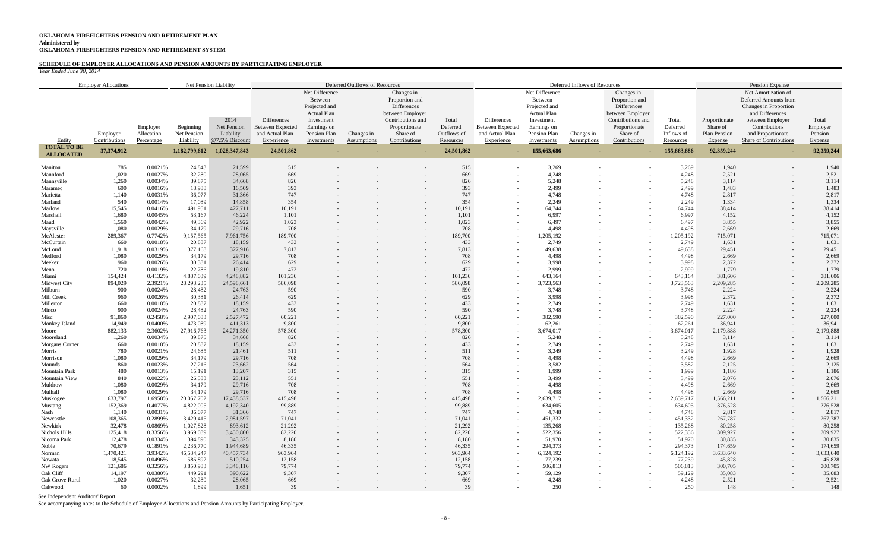**OKLAHOMA FIREFIGHTERS PENSION AND RETIREMENT PLAN**
**Administered by**
**OKLAHOMA FIREFIGHTERS PENSION AND RETIREMENT SYSTEM**

**SCHEDULE OF EMPLOYER ALLOCATIONS AND PENSION AMOUNTS BY PARTICIPATING EMPLOYER**
*Year Ended June 30, 2014*

| | Employer Allocations | | Net Pension Liability | | Deferred Outflows of Resources | | | | | Deferred Inflows of Resources | | | | | Pension Expense | | |
|---|---|---|---|---|---|---|---|---|---|---|---|---|---|---|---|---|---|
| Entity | Employer Contributions | Employer Allocation Percentage | Beginning Net Pension Liability | 2014 Net Pension Liability @7.5% Discount | Differences Between Expected and Actual Plan Experience | Net Difference Between Projected and Actual Plan Investment Earnings on Pension Plan Investments | Changes in Assumptions | Changes in Proportion and Differences between Employer Contributions and Proportionate Share of Contributions | Total Deferred Outflows of Resources | Differences Between Expected and Actual Plan Experience | Net Difference Between Projected and Actual Plan Investment Earnings on Pension Plan Investments | Changes in Assumptions | Changes in Proportion and Differences between Employer Contributions and Proportionate Share of Contributions | Total Deferred Inflows of Resources | Proportionate Share of Plan Pension Expense | Net Amortization of Deferred Amounts from Changes in Proportion and Differences between Employer Contributions and Proportionate Share of Contributions | Total Employer Pension Expense |
| **TOTAL TO BE ALLOCATED** | **37,374,912** | | **1,182,799,612** | **1,028,347,843** | **24,501,862** | **-** | **-** | **-** | **24,501,862** | **-** | **155,663,686** | **-** | **-** | **155,663,686** | **92,359,244** | **-** | **92,359,244** |
| Manitou | 785 | 0.0021% | 24,843 | 21,599 | 515 | - | - | - | 515 | - | 3,269 | - | - | 3,269 | 1,940 | - | 1,940 |
| Mannford | 1,020 | 0.0027% | 32,280 | 28,065 | 669 | - | - | - | 669 | - | 4,248 | - | - | 4,248 | 2,521 | - | 2,521 |
| Mannsville | 1,260 | 0.0034% | 39,875 | 34,668 | 826 | - | - | - | 826 | - | 5,248 | - | - | 5,248 | 3,114 | - | 3,114 |
| Maramec | 600 | 0.0016% | 18,988 | 16,509 | 393 | - | - | - | 393 | - | 2,499 | - | - | 2,499 | 1,483 | - | 1,483 |
| Marietta | 1,140 | 0.0031% | 36,077 | 31,366 | 747 | - | - | - | 747 | - | 4,748 | - | - | 4,748 | 2,817 | - | 2,817 |
| Marland | 540 | 0.0014% | 17,089 | 14,858 | 354 | - | - | - | 354 | - | 2,249 | - | - | 2,249 | 1,334 | - | 1,334 |
| Marlow | 15,545 | 0.0416% | 491,951 | 427,711 | 10,191 | - | - | - | 10,191 | - | 64,744 | - | - | 64,744 | 38,414 | - | 38,414 |
| Marshall | 1,680 | 0.0045% | 53,167 | 46,224 | 1,101 | - | - | - | 1,101 | - | 6,997 | - | - | 6,997 | 4,152 | - | 4,152 |
| Maud | 1,560 | 0.0042% | 49,369 | 42,922 | 1,023 | - | - | - | 1,023 | - | 6,497 | - | - | 6,497 | 3,855 | - | 3,855 |
| Maysville | 1,080 | 0.0029% | 34,179 | 29,716 | 708 | - | - | - | 708 | - | 4,498 | - | - | 4,498 | 2,669 | - | 2,669 |
| McAlester | 289,367 | 0.7742% | 9,157,565 | 7,961,756 | 189,700 | - | - | - | 189,700 | - | 1,205,192 | - | - | 1,205,192 | 715,071 | - | 715,071 |
| McCurtain | 660 | 0.0018% | 20,887 | 18,159 | 433 | - | - | - | 433 | - | 2,749 | - | - | 2,749 | 1,631 | - | 1,631 |
| McLoud | 11,918 | 0.0319% | 377,168 | 327,916 | 7,813 | - | - | - | 7,813 | - | 49,638 | - | - | 49,638 | 29,451 | - | 29,451 |
| Medford | 1,080 | 0.0029% | 34,179 | 29,716 | 708 | - | - | - | 708 | - | 4,498 | - | - | 4,498 | 2,669 | - | 2,669 |
| Meeker | 960 | 0.0026% | 30,381 | 26,414 | 629 | - | - | - | 629 | - | 3,998 | - | - | 3,998 | 2,372 | - | 2,372 |
| Meno | 720 | 0.0019% | 22,786 | 19,810 | 472 | - | - | - | 472 | - | 2,999 | - | - | 2,999 | 1,779 | - | 1,779 |
| Miami | 154,424 | 0.4132% | 4,887,039 | 4,248,882 | 101,236 | - | - | - | 101,236 | - | 643,164 | - | - | 643,164 | 381,606 | - | 381,606 |
| Midwest City | 894,029 | 2.3921% | 28,293,235 | 24,598,661 | 586,098 | - | - | - | 586,098 | - | 3,723,563 | - | - | 3,723,563 | 2,209,285 | - | 2,209,285 |
| Milburn | 900 | 0.0024% | 28,482 | 24,763 | 590 | - | - | - | 590 | - | 3,748 | - | - | 3,748 | 2,224 | - | 2,224 |
| Mill Creek | 960 | 0.0026% | 30,381 | 26,414 | 629 | - | - | - | 629 | - | 3,998 | - | - | 3,998 | 2,372 | - | 2,372 |
| Millerton | 660 | 0.0018% | 20,887 | 18,159 | 433 | - | - | - | 433 | - | 2,749 | - | - | 2,749 | 1,631 | - | 1,631 |
| Minco | 900 | 0.0024% | 28,482 | 24,763 | 590 | - | - | - | 590 | - | 3,748 | - | - | 3,748 | 2,224 | - | 2,224 |
| Misc | 91,860 | 0.2458% | 2,907,083 | 2,527,472 | 60,221 | - | - | - | 60,221 | - | 382,590 | - | - | 382,590 | 227,000 | - | 227,000 |
| Monkey Island | 14,949 | 0.0400% | 473,089 | 411,313 | 9,800 | - | - | - | 9,800 | - | 62,261 | - | - | 62,261 | 36,941 | - | 36,941 |
| Moore | 882,133 | 2.3602% | 27,916,763 | 24,271,350 | 578,300 | - | - | - | 578,300 | - | 3,674,017 | - | - | 3,674,017 | 2,179,888 | - | 2,179,888 |
| Mooreland | 1,260 | 0.0034% | 39,875 | 34,668 | 826 | - | - | - | 826 | - | 5,248 | - | - | 5,248 | 3,114 | - | 3,114 |
| Morgans Corner | 660 | 0.0018% | 20,887 | 18,159 | 433 | - | - | - | 433 | - | 2,749 | - | - | 2,749 | 1,631 | - | 1,631 |
| Morris | 780 | 0.0021% | 24,685 | 21,461 | 511 | - | - | - | 511 | - | 3,249 | - | - | 3,249 | 1,928 | - | 1,928 |
| Morrison | 1,080 | 0.0029% | 34,179 | 29,716 | 708 | - | - | - | 708 | - | 4,498 | - | - | 4,498 | 2,669 | - | 2,669 |
| Mounds | 860 | 0.0023% | 27,216 | 23,662 | 564 | - | - | - | 564 | - | 3,582 | - | - | 3,582 | 2,125 | - | 2,125 |
| Mountain Park | 480 | 0.0013% | 15,191 | 13,207 | 315 | - | - | - | 315 | - | 1,999 | - | - | 1,999 | 1,186 | - | 1,186 |
| Mountain View | 840 | 0.0022% | 26,583 | 23,112 | 551 | - | - | - | 551 | - | 3,499 | - | - | 3,499 | 2,076 | - | 2,076 |
| Muldrow | 1,080 | 0.0029% | 34,179 | 29,716 | 708 | - | - | - | 708 | - | 4,498 | - | - | 4,498 | 2,669 | - | 2,669 |
| Mulhall | 1,080 | 0.0029% | 34,179 | 29,716 | 708 | - | - | - | 708 | - | 4,498 | - | - | 4,498 | 2,669 | - | 2,669 |
| Muskogee | 633,797 | 1.6958% | 20,057,702 | 17,438,537 | 415,498 | - | - | - | 415,498 | - | 2,639,717 | - | - | 2,639,717 | 1,566,211 | - | 1,566,211 |
| Mustang | 152,369 | 0.4077% | 4,822,005 | 4,192,340 | 99,889 | - | - | - | 99,889 | - | 634,605 | - | - | 634,605 | 376,528 | - | 376,528 |
| Nash | 1,140 | 0.0031% | 36,077 | 31,366 | 747 | - | - | - | 747 | - | 4,748 | - | - | 4,748 | 2,817 | - | 2,817 |
| Newcastle | 108,365 | 0.2899% | 3,429,415 | 2,981,597 | 71,041 | - | - | - | 71,041 | - | 451,332 | - | - | 451,332 | 267,787 | - | 267,787 |
| Newkirk | 32,478 | 0.0869% | 1,027,828 | 893,612 | 21,292 | - | - | - | 21,292 | - | 135,268 | - | - | 135,268 | 80,258 | - | 80,258 |
| Nichols Hills | 125,418 | 0.3356% | 3,969,089 | 3,450,800 | 82,220 | - | - | - | 82,220 | - | 522,356 | - | - | 522,356 | 309,927 | - | 309,927 |
| Nicoma Park | 12,478 | 0.0334% | 394,890 | 343,325 | 8,180 | - | - | - | 8,180 | - | 51,970 | - | - | 51,970 | 30,835 | - | 30,835 |
| Noble | 70,679 | 0.1891% | 2,236,770 | 1,944,689 | 46,335 | - | - | - | 46,335 | - | 294,373 | - | - | 294,373 | 174,659 | - | 174,659 |
| Norman | 1,470,421 | 3.9342% | 46,534,247 | 40,457,734 | 963,964 | - | - | - | 963,964 | - | 6,124,192 | - | - | 6,124,192 | 3,633,640 | - | 3,633,640 |
| Nowata | 18,545 | 0.0496% | 586,892 | 510,254 | 12,158 | - | - | - | 12,158 | - | 77,239 | - | - | 77,239 | 45,828 | - | 45,828 |
| NW Rogers | 121,686 | 0.3256% | 3,850,983 | 3,348,116 | 79,774 | - | - | - | 79,774 | - | 506,813 | - | - | 506,813 | 300,705 | - | 300,705 |
| Oak Cliff | 14,197 | 0.0380% | 449,291 | 390,622 | 9,307 | - | - | - | 9,307 | - | 59,129 | - | - | 59,129 | 35,083 | - | 35,083 |
| Oak Grove Rural | 1,020 | 0.0027% | 32,280 | 28,065 | 669 | - | - | - | 669 | - | 4,248 | - | - | 4,248 | 2,521 | - | 2,521 |
| Oakwood | 60 | 0.0002% | 1,899 | 1,651 | 39 | - | - | - | 39 | - | 250 | - | - | 250 | 148 | - | 148 |

See Independent Auditors' Report.

See accompanying notes to the Schedule of Employer Allocations and Pension Amounts by Participating Employer.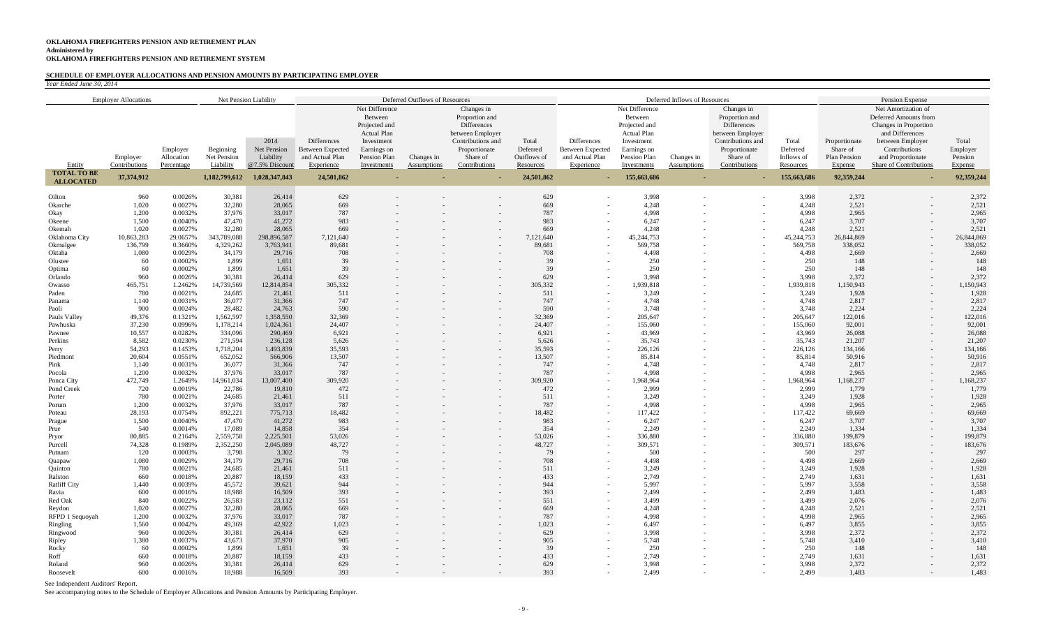**OKLAHOMA FIREFIGHTERS PENSION AND RETIREMENT PLAN**
**Administered by**
**OKLAHOMA FIREFIGHTERS PENSION AND RETIREMENT SYSTEM**

**SCHEDULE OF EMPLOYER ALLOCATIONS AND PENSION AMOUNTS BY PARTICIPATING EMPLOYER**

*Year Ended June 30, 2014*

| Employer Allocations | | | Net Pension Liability | | Deferred Outflows of Resources | | | | | Deferred Inflows of Resources | | | | | Pension Expense | | |
|---|---|---|---|---|---|---|---|---|---|---|---|---|---|---|---|---|---|
| Entity | Employer Contributions | Employer Allocation Percentage | Beginning Net Pension Liability | 2014 Net Pension Liability @7.5% Discount | Differences Between Expected and Actual Plan Experience | Net Difference Between Projected and Actual Plan Investment Earnings on Pension Plan Investments | Changes in Assumptions | Changes in Proportion and Differences between Employer Contributions and Proportionate Share of Contributions | Total Deferred Outflows of Resources | Differences Between Expected and Actual Plan Experience | Net Difference Between Projected and Actual Plan Investment Earnings on Pension Plan Investments | Changes in Assumptions | Changes in Proportion and Differences between Employer Contributions and Proportionate Share of Contributions | Total Deferred Inflows of Resources | Proportionate Share of Plan Pension Expense | Net Amortization of Deferred Amounts from Changes in Proportion and Differences between Employer Contributions and Proportionate Share of Contributions | Total Employer Pension Expense |
| **TOTAL TO BE ALLOCATED** | **37,374,912** | | **1,182,799,612** | **1,028,347,843** | **24,501,862** | **-** | **-** | **-** | **24,501,862** | **-** | **155,663,686** | **-** | **-** | **155,663,686** | **92,359,244** | **-** | **92,359,244** |
| Oilton | 960 | 0.0026% | 30,381 | 26,414 | 629 | - | - | - | 629 | - | 3,998 | - | - | 3,998 | 2,372 | - | 2,372 |
| Okarche | 1,020 | 0.0027% | 32,280 | 28,065 | 669 | - | - | - | 669 | - | 4,248 | - | - | 4,248 | 2,521 | - | 2,521 |
| Okay | 1,200 | 0.0032% | 37,976 | 33,017 | 787 | - | - | - | 787 | - | 4,998 | - | - | 4,998 | 2,965 | - | 2,965 |
| Okeene | 1,500 | 0.0040% | 47,470 | 41,272 | 983 | - | - | - | 983 | - | 6,247 | - | - | 6,247 | 3,707 | - | 3,707 |
| Okemah | 1,020 | 0.0027% | 32,280 | 28,065 | 669 | - | - | - | 669 | - | 4,248 | - | - | 4,248 | 2,521 | - | 2,521 |
| Oklahoma City | 10,863,283 | 29.0657% | 343,789,088 | 298,896,587 | 7,121,640 | - | - | - | 7,121,640 | - | 45,244,753 | - | - | 45,244,753 | 26,844,869 | - | 26,844,869 |
| Okmulgee | 136,799 | 0.3660% | 4,329,262 | 3,763,941 | 89,681 | - | - | - | 89,681 | - | 569,758 | - | - | 569,758 | 338,052 | - | 338,052 |
| Oktaha | 1,080 | 0.0029% | 34,179 | 29,716 | 708 | - | - | - | 708 | - | 4,498 | - | - | 4,498 | 2,669 | - | 2,669 |
| Olustee | 60 | 0.0002% | 1,899 | 1,651 | 39 | - | - | - | 39 | - | 250 | - | - | 250 | 148 | - | 148 |
| Optima | 60 | 0.0002% | 1,899 | 1,651 | 39 | - | - | - | 39 | - | 250 | - | - | 250 | 148 | - | 148 |
| Orlando | 960 | 0.0026% | 30,381 | 26,414 | 629 | - | - | - | 629 | - | 3,998 | - | - | 3,998 | 2,372 | - | 2,372 |
| Owasso | 465,751 | 1.2462% | 14,739,569 | 12,814,854 | 305,332 | - | - | - | 305,332 | - | 1,939,818 | - | - | 1,939,818 | 1,150,943 | - | 1,150,943 |
| Paden | 780 | 0.0021% | 24,685 | 21,461 | 511 | - | - | - | 511 | - | 3,249 | - | - | 3,249 | 1,928 | - | 1,928 |
| Panama | 1,140 | 0.0031% | 36,077 | 31,366 | 747 | - | - | - | 747 | - | 4,748 | - | - | 4,748 | 2,817 | - | 2,817 |
| Paoli | 900 | 0.0024% | 28,482 | 24,763 | 590 | - | - | - | 590 | - | 3,748 | - | - | 3,748 | 2,224 | - | 2,224 |
| Pauls Valley | 49,376 | 0.1321% | 1,562,597 | 1,358,550 | 32,369 | - | - | - | 32,369 | - | 205,647 | - | - | 205,647 | 122,016 | - | 122,016 |
| Pawhuska | 37,230 | 0.0996% | 1,178,214 | 1,024,361 | 24,407 | - | - | - | 24,407 | - | 155,060 | - | - | 155,060 | 92,001 | - | 92,001 |
| Pawnee | 10,557 | 0.0282% | 334,096 | 290,469 | 6,921 | - | - | - | 6,921 | - | 43,969 | - | - | 43,969 | 26,088 | - | 26,088 |
| Perkins | 8,582 | 0.0230% | 271,594 | 236,128 | 5,626 | - | - | - | 5,626 | - | 35,743 | - | - | 35,743 | 21,207 | - | 21,207 |
| Perry | 54,293 | 0.1453% | 1,718,204 | 1,493,839 | 35,593 | - | - | - | 35,593 | - | 226,126 | - | - | 226,126 | 134,166 | - | 134,166 |
| Piedmont | 20,604 | 0.0551% | 652,052 | 566,906 | 13,507 | - | - | - | 13,507 | - | 85,814 | - | - | 85,814 | 50,916 | - | 50,916 |
| Pink | 1,140 | 0.0031% | 36,077 | 31,366 | 747 | - | - | - | 747 | - | 4,748 | - | - | 4,748 | 2,817 | - | 2,817 |
| Pocola | 1,200 | 0.0032% | 37,976 | 33,017 | 787 | - | - | - | 787 | - | 4,998 | - | - | 4,998 | 2,965 | - | 2,965 |
| Ponca City | 472,749 | 1.2649% | 14,961,034 | 13,007,400 | 309,920 | - | - | - | 309,920 | - | 1,968,964 | - | - | 1,968,964 | 1,168,237 | - | 1,168,237 |
| Pond Creek | 720 | 0.0019% | 22,786 | 19,810 | 472 | - | - | - | 472 | - | 2,999 | - | - | 2,999 | 1,779 | - | 1,779 |
| Porter | 780 | 0.0021% | 24,685 | 21,461 | 511 | - | - | - | 511 | - | 3,249 | - | - | 3,249 | 1,928 | - | 1,928 |
| Porum | 1,200 | 0.0032% | 37,976 | 33,017 | 787 | - | - | - | 787 | - | 4,998 | - | - | 4,998 | 2,965 | - | 2,965 |
| Poteau | 28,193 | 0.0754% | 892,221 | 775,713 | 18,482 | - | - | - | 18,482 | - | 117,422 | - | - | 117,422 | 69,669 | - | 69,669 |
| Prague | 1,500 | 0.0040% | 47,470 | 41,272 | 983 | - | - | - | 983 | - | 6,247 | - | - | 6,247 | 3,707 | - | 3,707 |
| Prue | 540 | 0.0014% | 17,089 | 14,858 | 354 | - | - | - | 354 | - | 2,249 | - | - | 2,249 | 1,334 | - | 1,334 |
| Pryor | 80,885 | 0.2164% | 2,559,758 | 2,225,501 | 53,026 | - | - | - | 53,026 | - | 336,880 | - | - | 336,880 | 199,879 | - | 199,879 |
| Purcell | 74,328 | 0.1989% | 2,352,250 | 2,045,089 | 48,727 | - | - | - | 48,727 | - | 309,571 | - | - | 309,571 | 183,676 | - | 183,676 |
| Putnam | 120 | 0.0003% | 3,798 | 3,302 | 79 | - | - | - | 79 | - | 500 | - | - | 500 | 297 | - | 297 |
| Quapaw | 1,080 | 0.0029% | 34,179 | 29,716 | 708 | - | - | - | 708 | - | 4,498 | - | - | 4,498 | 2,669 | - | 2,669 |
| Quinton | 780 | 0.0021% | 24,685 | 21,461 | 511 | - | - | - | 511 | - | 3,249 | - | - | 3,249 | 1,928 | - | 1,928 |
| Ralston | 660 | 0.0018% | 20,887 | 18,159 | 433 | - | - | - | 433 | - | 2,749 | - | - | 2,749 | 1,631 | - | 1,631 |
| Ratliff City | 1,440 | 0.0039% | 45,572 | 39,621 | 944 | - | - | - | 944 | - | 5,997 | - | - | 5,997 | 3,558 | - | 3,558 |
| Ravia | 600 | 0.0016% | 18,988 | 16,509 | 393 | - | - | - | 393 | - | 2,499 | - | - | 2,499 | 1,483 | - | 1,483 |
| Red Oak | 840 | 0.0022% | 26,583 | 23,112 | 551 | - | - | - | 551 | - | 3,499 | - | - | 3,499 | 2,076 | - | 2,076 |
| Reydon | 1,020 | 0.0027% | 32,280 | 28,065 | 669 | - | - | - | 669 | - | 4,248 | - | - | 4,248 | 2,521 | - | 2,521 |
| RFPD 1 Sequoyah | 1,200 | 0.0032% | 37,976 | 33,017 | 787 | - | - | - | 787 | - | 4,998 | - | - | 4,998 | 2,965 | - | 2,965 |
| Ringling | 1,560 | 0.0042% | 49,369 | 42,922 | 1,023 | - | - | - | 1,023 | - | 6,497 | - | - | 6,497 | 3,855 | - | 3,855 |
| Ringwood | 960 | 0.0026% | 30,381 | 26,414 | 629 | - | - | - | 629 | - | 3,998 | - | - | 3,998 | 2,372 | - | 2,372 |
| Ripley | 1,380 | 0.0037% | 43,673 | 37,970 | 905 | - | - | - | 905 | - | 5,748 | - | - | 5,748 | 3,410 | - | 3,410 |
| Rocky | 60 | 0.0002% | 1,899 | 1,651 | 39 | - | - | - | 39 | - | 250 | - | - | 250 | 148 | - | 148 |
| Roff | 660 | 0.0018% | 20,887 | 18,159 | 433 | - | - | - | 433 | - | 2,749 | - | - | 2,749 | 1,631 | - | 1,631 |
| Roland | 960 | 0.0026% | 30,381 | 26,414 | 629 | - | - | - | 629 | - | 3,998 | - | - | 3,998 | 2,372 | - | 2,372 |
| Roosevelt | 600 | 0.0016% | 18,988 | 16,509 | 393 | - | - | - | 393 | - | 2,499 | - | - | 2,499 | 1,483 | - | 1,483 |

See Independent Auditors' Report.

See accompanying notes to the Schedule of Employer Allocations and Pension Amounts by Participating Employer.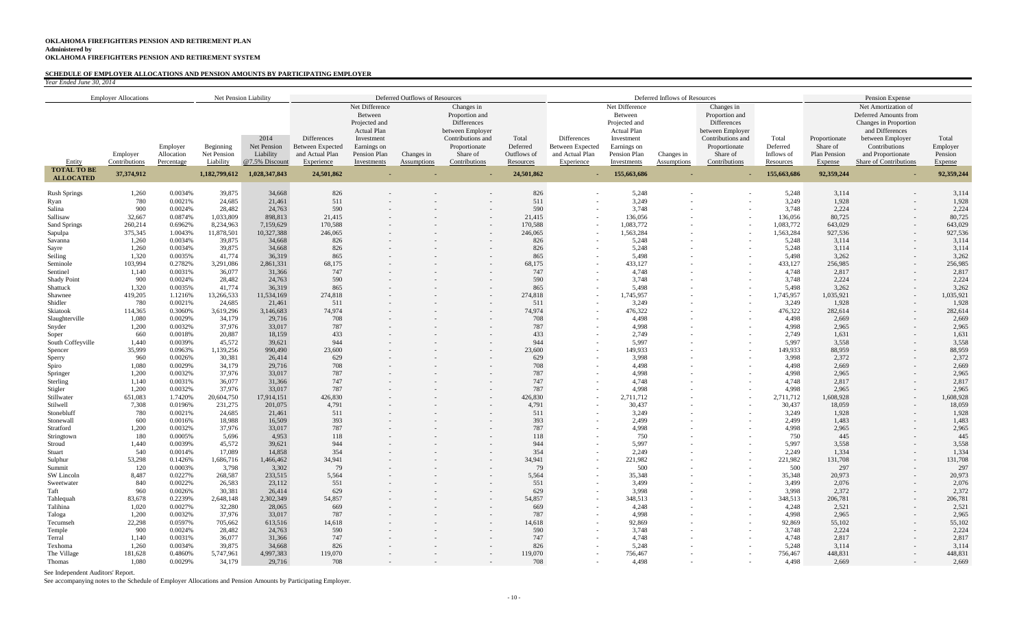**OKLAHOMA FIREFIGHTERS PENSION AND RETIREMENT PLAN**
**Administered by**
**OKLAHOMA FIREFIGHTERS PENSION AND RETIREMENT SYSTEM**

**SCHEDULE OF EMPLOYER ALLOCATIONS AND PENSION AMOUNTS BY PARTICIPATING EMPLOYER**

*Year Ended June 30, 2014*

| | Employer Allocations | | Net Pension Liability | | Deferred Outflows of Resources | | | | | Deferred Inflows of Resources | | | | | Pension Expense | | |
|---|---|---|---|---|---|---|---|---|---|---|---|---|---|---|---|---|---|
| Entity | Employer Contributions | Employer Allocation Percentage | Beginning Net Pension Liability | 2014 Net Pension Liability @7.5% Discount | Differences Between Expected and Actual Plan Experience | Net Difference Between Projected and Actual Plan Investment Earnings on Pension Plan Investments | Changes in Assumptions | Changes in Proportion and Differences between Employer Contributions and Proportionate Share of Contributions | Total Deferred Outflows of Resources | Differences Between Expected and Actual Plan Experience | Net Difference Between Projected and Actual Plan Investment Earnings on Pension Plan Investments | Changes in Assumptions | Changes in Proportion and Differences between Employer Contributions and Proportionate Share of Contributions | Total Deferred Inflows of Resources | Proportionate Share of Plan Pension Expense | Net Amortization of Deferred Amounts from Changes in Proportion and Differences between Employer Contributions and Proportionate Share of Contributions | Total Employer Pension Expense |
| **TOTAL TO BE ALLOCATED** | **37,374,912** | | **1,182,799,612** | **1,028,347,843** | **24,501,862** | **-** | **-** | **-** | **24,501,862** | **-** | **155,663,686** | **-** | **-** | **155,663,686** | **92,359,244** | **-** | **92,359,244** |
| Rush Springs | 1,260 | 0.0034% | 39,875 | 34,668 | 826 | - | - | - | 826 | - | 5,248 | - | - | 5,248 | 3,114 | - | 3,114 |
| Ryan | 780 | 0.0021% | 24,685 | 21,461 | 511 | - | - | - | 511 | - | 3,249 | - | - | 3,249 | 1,928 | - | 1,928 |
| Salina | 900 | 0.0024% | 28,482 | 24,763 | 590 | - | - | - | 590 | - | 3,748 | - | - | 3,748 | 2,224 | - | 2,224 |
| Sallisaw | 32,667 | 0.0874% | 1,033,809 | 898,813 | 21,415 | - | - | - | 21,415 | - | 136,056 | - | - | 136,056 | 80,725 | - | 80,725 |
| Sand Springs | 260,214 | 0.6962% | 8,234,963 | 7,159,629 | 170,588 | - | - | - | 170,588 | - | 1,083,772 | - | - | 1,083,772 | 643,029 | - | 643,029 |
| Sapulpa | 375,345 | 1.0043% | 11,878,501 | 10,327,388 | 246,065 | - | - | - | 246,065 | - | 1,563,284 | - | - | 1,563,284 | 927,536 | - | 927,536 |
| Savanna | 1,260 | 0.0034% | 39,875 | 34,668 | 826 | - | - | - | 826 | - | 5,248 | - | - | 5,248 | 3,114 | - | 3,114 |
| Sayre | 1,260 | 0.0034% | 39,875 | 34,668 | 826 | - | - | - | 826 | - | 5,248 | - | - | 5,248 | 3,114 | - | 3,114 |
| Seiling | 1,320 | 0.0035% | 41,774 | 36,319 | 865 | - | - | - | 865 | - | 5,498 | - | - | 5,498 | 3,262 | - | 3,262 |
| Seminole | 103,994 | 0.2782% | 3,291,086 | 2,861,331 | 68,175 | - | - | - | 68,175 | - | 433,127 | - | - | 433,127 | 256,985 | - | 256,985 |
| Sentinel | 1,140 | 0.0031% | 36,077 | 31,366 | 747 | - | - | - | 747 | - | 4,748 | - | - | 4,748 | 2,817 | - | 2,817 |
| Shady Point | 900 | 0.0024% | 28,482 | 24,763 | 590 | - | - | - | 590 | - | 3,748 | - | - | 3,748 | 2,224 | - | 2,224 |
| Shattuck | 1,320 | 0.0035% | 41,774 | 36,319 | 865 | - | - | - | 865 | - | 5,498 | - | - | 5,498 | 3,262 | - | 3,262 |
| Shawnee | 419,205 | 1.1216% | 13,266,533 | 11,534,169 | 274,818 | - | - | - | 274,818 | - | 1,745,957 | - | - | 1,745,957 | 1,035,921 | - | 1,035,921 |
| Shidler | 780 | 0.0021% | 24,685 | 21,461 | 511 | - | - | - | 511 | - | 3,249 | - | - | 3,249 | 1,928 | - | 1,928 |
| Skiatook | 114,365 | 0.3060% | 3,619,296 | 3,146,683 | 74,974 | - | - | - | 74,974 | - | 476,322 | - | - | 476,322 | 282,614 | - | 282,614 |
| Slaughterville | 1,080 | 0.0029% | 34,179 | 29,716 | 708 | - | - | - | 708 | - | 4,498 | - | - | 4,498 | 2,669 | - | 2,669 |
| Snyder | 1,200 | 0.0032% | 37,976 | 33,017 | 787 | - | - | - | 787 | - | 4,998 | - | - | 4,998 | 2,965 | - | 2,965 |
| Soper | 660 | 0.0018% | 20,887 | 18,159 | 433 | - | - | - | 433 | - | 2,749 | - | - | 2,749 | 1,631 | - | 1,631 |
| South Coffeyville | 1,440 | 0.0039% | 45,572 | 39,621 | 944 | - | - | - | 944 | - | 5,997 | - | - | 5,997 | 3,558 | - | 3,558 |
| Spencer | 35,999 | 0.0963% | 1,139,256 | 990,490 | 23,600 | - | - | - | 23,600 | - | 149,933 | - | - | 149,933 | 88,959 | - | 88,959 |
| Sperry | 960 | 0.0026% | 30,381 | 26,414 | 629 | - | - | - | 629 | - | 3,998 | - | - | 3,998 | 2,372 | - | 2,372 |
| Spiro | 1,080 | 0.0029% | 34,179 | 29,716 | 708 | - | - | - | 708 | - | 4,498 | - | - | 4,498 | 2,669 | - | 2,669 |
| Springer | 1,200 | 0.0032% | 37,976 | 33,017 | 787 | - | - | - | 787 | - | 4,998 | - | - | 4,998 | 2,965 | - | 2,965 |
| Sterling | 1,140 | 0.0031% | 36,077 | 31,366 | 747 | - | - | - | 747 | - | 4,748 | - | - | 4,748 | 2,817 | - | 2,817 |
| Stigler | 1,200 | 0.0032% | 37,976 | 33,017 | 787 | - | - | - | 787 | - | 4,998 | - | - | 4,998 | 2,965 | - | 2,965 |
| Stillwater | 651,083 | 1.7420% | 20,604,750 | 17,914,151 | 426,830 | - | - | - | 426,830 | - | 2,711,712 | - | - | 2,711,712 | 1,608,928 | - | 1,608,928 |
| Stilwell | 7,308 | 0.0196% | 231,275 | 201,075 | 4,791 | - | - | - | 4,791 | - | 30,437 | - | - | 30,437 | 18,059 | - | 18,059 |
| Stonebluff | 780 | 0.0021% | 24,685 | 21,461 | 511 | - | - | - | 511 | - | 3,249 | - | - | 3,249 | 1,928 | - | 1,928 |
| Stonewall | 600 | 0.0016% | 18,988 | 16,509 | 393 | - | - | - | 393 | - | 2,499 | - | - | 2,499 | 1,483 | - | 1,483 |
| Stratford | 1,200 | 0.0032% | 37,976 | 33,017 | 787 | - | - | - | 787 | - | 4,998 | - | - | 4,998 | 2,965 | - | 2,965 |
| Stringtown | 180 | 0.0005% | 5,696 | 4,953 | 118 | - | - | - | 118 | - | 750 | - | - | 750 | 445 | - | 445 |
| Stroud | 1,440 | 0.0039% | 45,572 | 39,621 | 944 | - | - | - | 944 | - | 5,997 | - | - | 5,997 | 3,558 | - | 3,558 |
| Stuart | 540 | 0.0014% | 17,089 | 14,858 | 354 | - | - | - | 354 | - | 2,249 | - | - | 2,249 | 1,334 | - | 1,334 |
| Sulphur | 53,298 | 0.1426% | 1,686,716 | 1,466,462 | 34,941 | - | - | - | 34,941 | - | 221,982 | - | - | 221,982 | 131,708 | - | 131,708 |
| Summit | 120 | 0.0003% | 3,798 | 3,302 | 79 | - | - | - | 79 | - | 500 | - | - | 500 | 297 | - | 297 |
| SW Lincoln | 8,487 | 0.0227% | 268,587 | 233,515 | 5,564 | - | - | - | 5,564 | - | 35,348 | - | - | 35,348 | 20,973 | - | 20,973 |
| Sweetwater | 840 | 0.0022% | 26,583 | 23,112 | 551 | - | - | - | 551 | - | 3,499 | - | - | 3,499 | 2,076 | - | 2,076 |
| Taft | 960 | 0.0026% | 30,381 | 26,414 | 629 | - | - | - | 629 | - | 3,998 | - | - | 3,998 | 2,372 | - | 2,372 |
| Tahlequah | 83,678 | 0.2239% | 2,648,148 | 2,302,349 | 54,857 | - | - | - | 54,857 | - | 348,513 | - | - | 348,513 | 206,781 | - | 206,781 |
| Talihina | 1,020 | 0.0027% | 32,280 | 28,065 | 669 | - | - | - | 669 | - | 4,248 | - | - | 4,248 | 2,521 | - | 2,521 |
| Taloga | 1,200 | 0.0032% | 37,976 | 33,017 | 787 | - | - | - | 787 | - | 4,998 | - | - | 4,998 | 2,965 | - | 2,965 |
| Tecumseh | 22,298 | 0.0597% | 705,662 | 613,516 | 14,618 | - | - | - | 14,618 | - | 92,869 | - | - | 92,869 | 55,102 | - | 55,102 |
| Temple | 900 | 0.0024% | 28,482 | 24,763 | 590 | - | - | - | 590 | - | 3,748 | - | - | 3,748 | 2,224 | - | 2,224 |
| Terral | 1,140 | 0.0031% | 36,077 | 31,366 | 747 | - | - | - | 747 | - | 4,748 | - | - | 4,748 | 2,817 | - | 2,817 |
| Texhoma | 1,260 | 0.0034% | 39,875 | 34,668 | 826 | - | - | - | 826 | - | 5,248 | - | - | 5,248 | 3,114 | - | 3,114 |
| The Village | 181,628 | 0.4860% | 5,747,961 | 4,997,383 | 119,070 | - | - | - | 119,070 | - | 756,467 | - | - | 756,467 | 448,831 | - | 448,831 |
| Thomas | 1,080 | 0.0029% | 34,179 | 29,716 | 708 | - | - | - | 708 | - | 4,498 | - | - | 4,498 | 2,669 | - | 2,669 |

See Independent Auditors' Report.

See accompanying notes to the Schedule of Employer Allocations and Pension Amounts by Participating Employer.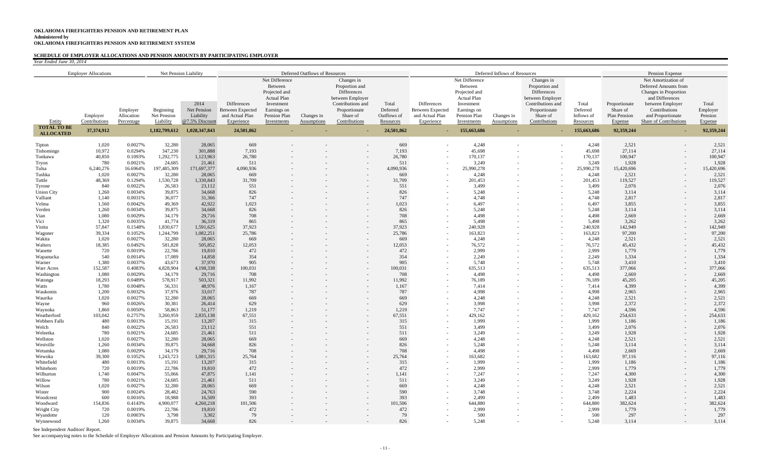**OKLAHOMA FIREFIGHTERS PENSION AND RETIREMENT PLAN**
**Administered by**
**OKLAHOMA FIREFIGHTERS PENSION AND RETIREMENT SYSTEM**

**SCHEDULE OF EMPLOYER ALLOCATIONS AND PENSION AMOUNTS BY PARTICIPATING EMPLOYER**
*Year Ended June 30, 2014*

| Employer Allocations | | | Net Pension Liability | | Deferred Outflows of Resources | | | | | Deferred Inflows of Resources | | | | | Pension Expense | | |
|---|---|---|---|---|---|---|---|---|---|---|---|---|---|---|---|---|---|
| Entity | Employer Contributions | Employer Allocation Percentage | Beginning Net Pension Liability | 2014 Net Pension Liability @7.5% Discount | Differences Between Expected and Actual Plan Experience | Net Difference Between Projected and Actual Plan Earnings on Pension Plan Investments | Changes in Assumptions | Changes in Proportion and Differences between Employer Contributions and Proportionate Share of Contributions | Total Deferred Outflows of Resources | Differences Between Expected and Actual Plan Experience | Net Difference Between Projected and Actual Plan Earnings on Pension Plan Investments | Changes in Assumptions | Changes in Proportion and Differences between Employer Contributions and Proportionate Share of Contributions | Total Deferred Inflows of Resources | Proportionate Share of Plan Pension Expense | Net Amortization of Deferred Amounts from Changes in Proportion and Differences between Employer Contributions and Proportionate Share of Contributions | Total Employer Pension Expense |
| **TOTAL TO BE ALLOCATED** | **37,374,912** | | **1,182,799,612** | **1,028,347,843** | **24,501,862** | **-** | **-** | **-** | **24,501,862** | **-** | **155,663,686** | **-** | **-** | **155,663,686** | **92,359,244** | **-** | **92,359,244** |
| Tipton | 1,020 | 0.0027% | 32,280 | 28,065 | 669 | - | - | - | 669 | - | 4,248 | - | - | 4,248 | 2,521 | - | 2,521 |
| Tishomingo | 10,972 | 0.0294% | 347,230 | 301,888 | 7,193 | - | - | - | 7,193 | - | 45,698 | - | - | 45,698 | 27,114 | - | 27,114 |
| Tonkawa | 40,850 | 0.1093% | 1,292,775 | 1,123,963 | 26,780 | - | - | - | 26,780 | - | 170,137 | - | - | 170,137 | 100,947 | - | 100,947 |
| Tryon | 780 | 0.0021% | 24,685 | 21,461 | 511 | - | - | - | 511 | - | 3,249 | - | - | 3,249 | 1,928 | - | 1,928 |
| Tulsa | 6,240,276 | 16.6964% | 197,485,309 | 171,697,377 | 4,090,936 | - | - | - | 4,090,936 | - | 25,990,278 | - | - | 25,990,278 | 15,420,696 | - | 15,420,696 |
| Tushka | 1,020 | 0.0027% | 32,280 | 28,065 | 669 | - | - | - | 669 | - | 4,248 | - | - | 4,248 | 2,521 | - | 2,521 |
| Tuttle | 48,369 | 0.1294% | 1,530,728 | 1,330,843 | 31,709 | - | - | - | 31,709 | - | 201,453 | - | - | 201,453 | 119,527 | - | 119,527 |
| Tyrone | 840 | 0.0022% | 26,583 | 23,112 | 551 | - | - | - | 551 | - | 3,499 | - | - | 3,499 | 2,076 | - | 2,076 |
| Union City | 1,260 | 0.0034% | 39,875 | 34,668 | 826 | - | - | - | 826 | - | 5,248 | - | - | 5,248 | 3,114 | - | 3,114 |
| Valliant | 1,140 | 0.0031% | 36,077 | 31,366 | 747 | - | - | - | 747 | - | 4,748 | - | - | 4,748 | 2,817 | - | 2,817 |
| Velma | 1,560 | 0.0042% | 49,369 | 42,922 | 1,023 | - | - | - | 1,023 | - | 6,497 | - | - | 6,497 | 3,855 | - | 3,855 |
| Verden | 1,260 | 0.0034% | 39,875 | 34,668 | 826 | - | - | - | 826 | - | 5,248 | - | - | 5,248 | 3,114 | - | 3,114 |
| Vian | 1,080 | 0.0029% | 34,179 | 29,716 | 708 | - | - | - | 708 | - | 4,498 | - | - | 4,498 | 2,669 | - | 2,669 |
| Vici | 1,320 | 0.0035% | 41,774 | 36,319 | 865 | - | - | - | 865 | - | 5,498 | - | - | 5,498 | 3,262 | - | 3,262 |
| Vinita | 57,847 | 0.1548% | 1,830,677 | 1,591,625 | 37,923 | - | - | - | 37,923 | - | 240,928 | - | - | 240,928 | 142,949 | - | 142,949 |
| Wagoner | 39,334 | 0.1052% | 1,244,799 | 1,082,251 | 25,786 | - | - | - | 25,786 | - | 163,823 | - | - | 163,823 | 97,200 | - | 97,200 |
| Wakita | 1,020 | 0.0027% | 32,280 | 28,065 | 669 | - | - | - | 669 | - | 4,248 | - | - | 4,248 | 2,521 | - | 2,521 |
| Walters | 18,385 | 0.0492% | 581,828 | 505,852 | 12,053 | - | - | - | 12,053 | - | 76,572 | - | - | 76,572 | 45,432 | - | 45,432 |
| Wanette | 720 | 0.0019% | 22,786 | 19,810 | 472 | - | - | - | 472 | - | 2,999 | - | - | 2,999 | 1,779 | - | 1,779 |
| Wapanucka | 540 | 0.0014% | 17,089 | 14,858 | 354 | - | - | - | 354 | - | 2,249 | - | - | 2,249 | 1,334 | - | 1,334 |
| Warner | 1,380 | 0.0037% | 43,673 | 37,970 | 905 | - | - | - | 905 | - | 5,748 | - | - | 5,748 | 3,410 | - | 3,410 |
| Warr Acres | 152,587 | 0.4083% | 4,828,904 | 4,198,338 | 100,031 | - | - | - | 100,031 | - | 635,513 | - | - | 635,513 | 377,066 | - | 377,066 |
| Washington | 1,080 | 0.0029% | 34,179 | 29,716 | 708 | - | - | - | 708 | - | 4,498 | - | - | 4,498 | 2,669 | - | 2,669 |
| Watonga | 18,293 | 0.0489% | 578,917 | 503,321 | 11,992 | - | - | - | 11,992 | - | 76,189 | - | - | 76,189 | 45,205 | - | 45,205 |
| Watts | 1,780 | 0.0048% | 56,331 | 48,976 | 1,167 | - | - | - | 1,167 | - | 7,414 | - | - | 7,414 | 4,399 | - | 4,399 |
| Waukomis | 1,200 | 0.0032% | 37,976 | 33,017 | 787 | - | - | - | 787 | - | 4,998 | - | - | 4,998 | 2,965 | - | 2,965 |
| Waurika | 1,020 | 0.0027% | 32,280 | 28,065 | 669 | - | - | - | 669 | - | 4,248 | - | - | 4,248 | 2,521 | - | 2,521 |
| Wayne | 960 | 0.0026% | 30,381 | 26,414 | 629 | - | - | - | 629 | - | 3,998 | - | - | 3,998 | 2,372 | - | 2,372 |
| Waynoka | 1,860 | 0.0050% | 58,863 | 51,177 | 1,219 | - | - | - | 1,219 | - | 7,747 | - | - | 7,747 | 4,596 | - | 4,596 |
| Weatherford | 103,042 | 0.2757% | 3,260,959 | 2,835,138 | 67,551 | - | - | - | 67,551 | - | 429,162 | - | - | 429,162 | 254,633 | - | 254,633 |
| Webbers Falls | 480 | 0.0013% | 15,191 | 13,207 | 315 | - | - | - | 315 | - | 1,999 | - | - | 1,999 | 1,186 | - | 1,186 |
| Welch | 840 | 0.0022% | 26,583 | 23,112 | 551 | - | - | - | 551 | - | 3,499 | - | - | 3,499 | 2,076 | - | 2,076 |
| Weleetka | 780 | 0.0021% | 24,685 | 21,461 | 511 | - | - | - | 511 | - | 3,249 | - | - | 3,249 | 1,928 | - | 1,928 |
| Wellston | 1,020 | 0.0027% | 32,280 | 28,065 | 669 | - | - | - | 669 | - | 4,248 | - | - | 4,248 | 2,521 | - | 2,521 |
| Westville | 1,260 | 0.0034% | 39,875 | 34,668 | 826 | - | - | - | 826 | - | 5,248 | - | - | 5,248 | 3,114 | - | 3,114 |
| Wetumka | 1,080 | 0.0029% | 34,179 | 29,716 | 708 | - | - | - | 708 | - | 4,498 | - | - | 4,498 | 2,669 | - | 2,669 |
| Wewoka | 39,300 | 0.1052% | 1,243,723 | 1,081,315 | 25,764 | - | - | - | 25,764 | - | 163,682 | - | - | 163,682 | 97,116 | - | 97,116 |
| Whitefield | 480 | 0.0013% | 15,191 | 13,207 | 315 | - | - | - | 315 | - | 1,999 | - | - | 1,999 | 1,186 | - | 1,186 |
| Whitehorn | 720 | 0.0019% | 22,786 | 19,810 | 472 | - | - | - | 472 | - | 2,999 | - | - | 2,999 | 1,779 | - | 1,779 |
| Wilburton | 1,740 | 0.0047% | 55,066 | 47,875 | 1,141 | - | - | - | 1,141 | - | 7,247 | - | - | 7,247 | 4,300 | - | 4,300 |
| Willow | 780 | 0.0021% | 24,685 | 21,461 | 511 | - | - | - | 511 | - | 3,249 | - | - | 3,249 | 1,928 | - | 1,928 |
| Wilson | 1,020 | 0.0027% | 32,280 | 28,065 | 669 | - | - | - | 669 | - | 4,248 | - | - | 4,248 | 2,521 | - | 2,521 |
| Wister | 900 | 0.0024% | 28,482 | 24,763 | 590 | - | - | - | 590 | - | 3,748 | - | - | 3,748 | 2,224 | - | 2,224 |
| Woodcrest | 600 | 0.0016% | 18,988 | 16,509 | 393 | - | - | - | 393 | - | 2,499 | - | - | 2,499 | 1,483 | - | 1,483 |
| Woodward | 154,836 | 0.4143% | 4,900,077 | 4,260,218 | 101,506 | - | - | - | 101,506 | - | 644,880 | - | - | 644,880 | 382,624 | - | 382,624 |
| Wright City | 720 | 0.0019% | 22,786 | 19,810 | 472 | - | - | - | 472 | - | 2,999 | - | - | 2,999 | 1,779 | - | 1,779 |
| Wyandotte | 120 | 0.0003% | 3,798 | 3,302 | 79 | - | - | - | 79 | - | 500 | - | - | 500 | 297 | - | 297 |
| Wynnewood | 1,260 | 0.0034% | 39,875 | 34,668 | 826 | - | - | - | 826 | - | 5,248 | - | - | 5,248 | 3,114 | - | 3,114 |

See Independent Auditors' Report.

See accompanying notes to the Schedule of Employer Allocations and Pension Amounts by Participating Employer.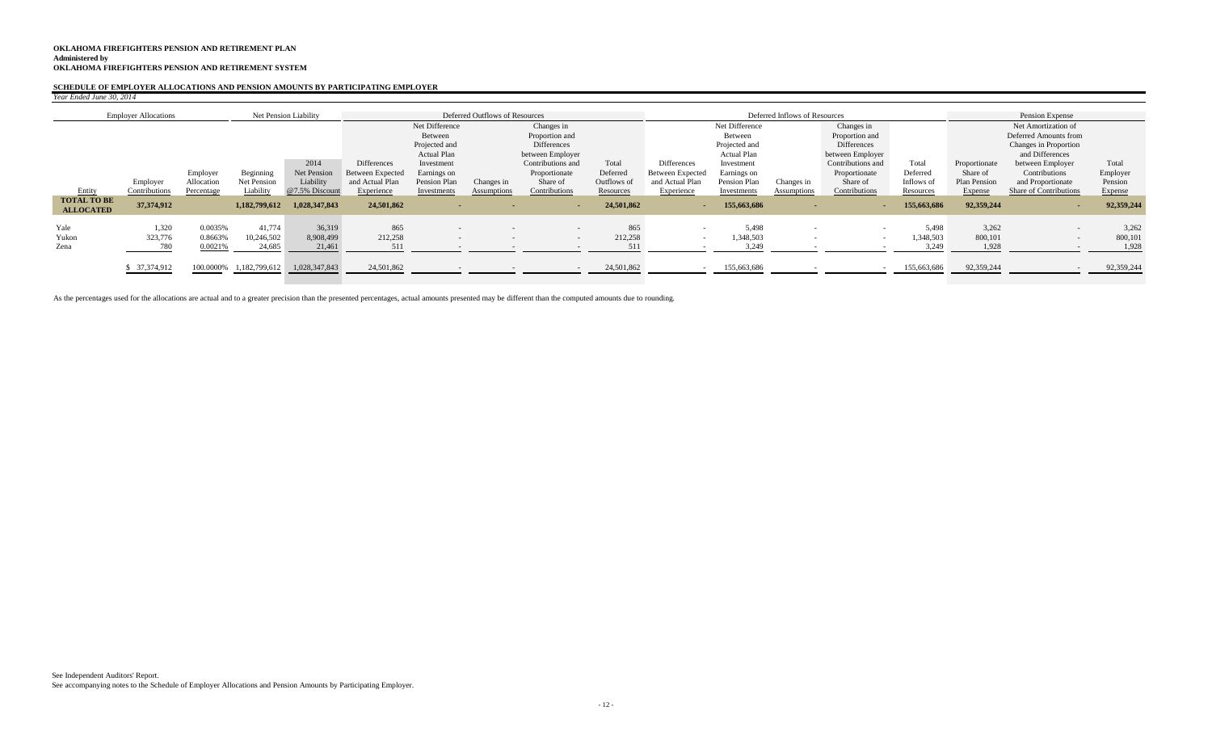**OKLAHOMA FIREFIGHTERS PENSION AND RETIREMENT PLAN**
**Administered by**
**OKLAHOMA FIREFIGHTERS PENSION AND RETIREMENT SYSTEM**

**SCHEDULE OF EMPLOYER ALLOCATIONS AND PENSION AMOUNTS BY PARTICIPATING EMPLOYER**

*Year Ended June 30, 2014*

| | Employer Allocations | | Net Pension Liability | | Deferred Outflows of Resources | | | | | Deferred Inflows of Resources | | | | | Pension Expense | | |
|---|---|---|---|---|---|---|---|---|---|---|---|---|---|---|---|---|---|
| Entity | Employer Contributions | Employer Allocation Percentage | Beginning Net Pension Liability | 2014 Net Pension Liability @7.5% Discount | Differences Between Expected and Actual Plan Experience | Net Difference Between Projected and Actual Plan Investment Earnings on Pension Plan Investments | Changes in Assumptions | Changes in Proportion and Differences between Employer Contributions and Proportionate Share of Contributions | Total Deferred Outflows of Resources | Differences Between Expected and Actual Plan Experience | Net Difference Between Projected and Actual Plan Investment Earnings on Pension Plan Investments | Changes in Assumptions | Changes in Proportion and Differences between Employer Contributions and Proportionate Share of Contributions | Total Deferred Inflows of Resources | Proportionate Share of Plan Pension Expense | Net Amortization of Deferred Amounts from Changes in Proportion and Differences between Employer Contributions and Proportionate Share of Contributions | Total Employer Pension Expense |
| **TOTAL TO BE ALLOCATED** | **37,374,912** | | **1,182,799,612** | **1,028,347,843** | **24,501,862** | **-** | **-** | **-** | **24,501,862** | **-** | **155,663,686** | **-** | **-** | **155,663,686** | **92,359,244** | **-** | **92,359,244** |
| Yale | 1,320 | 0.0035% | 41,774 | 36,319 | 865 | - | - | - | 865 | - | 5,498 | - | - | 5,498 | 3,262 | - | 3,262 |
| Yukon | 323,776 | 0.8663% | 10,246,502 | 8,908,499 | 212,258 | - | - | - | 212,258 | - | 1,348,503 | - | - | 1,348,503 | 800,101 | - | 800,101 |
| Zena | 780 | 0.0021% | 24,685 | 21,461 | 511 | - | - | - | 511 | - | 3,249 | - | - | 3,249 | 1,928 | - | 1,928 |
| | $ 37,374,912 | 100.0000% | 1,182,799,612 | 1,028,347,843 | 24,501,862 | - | - | - | 24,501,862 | - | 155,663,686 | - | - | 155,663,686 | 92,359,244 | - | 92,359,244 |

As the percentages used for the allocations are actual and to a greater precision than the presented percentages, actual amounts presented may be different than the computed amounts due to rounding.

See Independent Auditors' Report.
See accompanying notes to the Schedule of Employer Allocations and Pension Amounts by Participating Employer.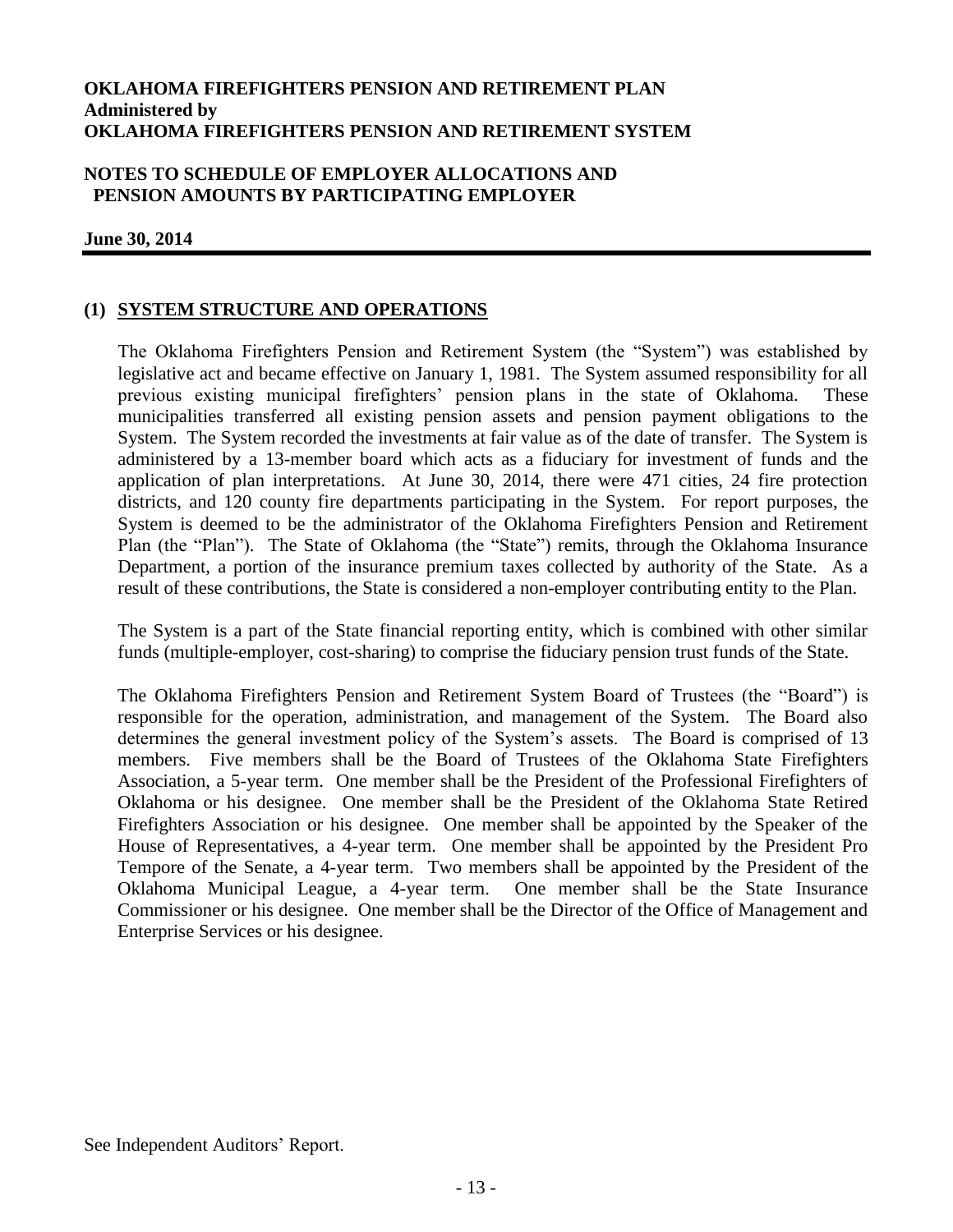**OKLAHOMA FIREFIGHTERS PENSION AND RETIREMENT PLAN**
**Administered by**
**OKLAHOMA FIREFIGHTERS PENSION AND RETIREMENT SYSTEM**

**NOTES TO SCHEDULE OF EMPLOYER ALLOCATIONS AND PENSION AMOUNTS BY PARTICIPATING EMPLOYER**

**June 30, 2014**

## (1) SYSTEM STRUCTURE AND OPERATIONS

The Oklahoma Firefighters Pension and Retirement System (the "System") was established by legislative act and became effective on January 1, 1981. The System assumed responsibility for all previous existing municipal firefighters' pension plans in the state of Oklahoma. These municipalities transferred all existing pension assets and pension payment obligations to the System. The System recorded the investments at fair value as of the date of transfer. The System is administered by a 13-member board which acts as a fiduciary for investment of funds and the application of plan interpretations. At June 30, 2014, there were 471 cities, 24 fire protection districts, and 120 county fire departments participating in the System. For report purposes, the System is deemed to be the administrator of the Oklahoma Firefighters Pension and Retirement Plan (the "Plan"). The State of Oklahoma (the "State") remits, through the Oklahoma Insurance Department, a portion of the insurance premium taxes collected by authority of the State. As a result of these contributions, the State is considered a non-employer contributing entity to the Plan.

The System is a part of the State financial reporting entity, which is combined with other similar funds (multiple-employer, cost-sharing) to comprise the fiduciary pension trust funds of the State.

The Oklahoma Firefighters Pension and Retirement System Board of Trustees (the "Board") is responsible for the operation, administration, and management of the System. The Board also determines the general investment policy of the System's assets. The Board is comprised of 13 members. Five members shall be the Board of Trustees of the Oklahoma State Firefighters Association, a 5-year term. One member shall be the President of the Professional Firefighters of Oklahoma or his designee. One member shall be the President of the Oklahoma State Retired Firefighters Association or his designee. One member shall be appointed by the Speaker of the House of Representatives, a 4-year term. One member shall be appointed by the President Pro Tempore of the Senate, a 4-year term. Two members shall be appointed by the President of the Oklahoma Municipal League, a 4-year term. One member shall be the State Insurance Commissioner or his designee. One member shall be the Director of the Office of Management and Enterprise Services or his designee.

See Independent Auditors' Report.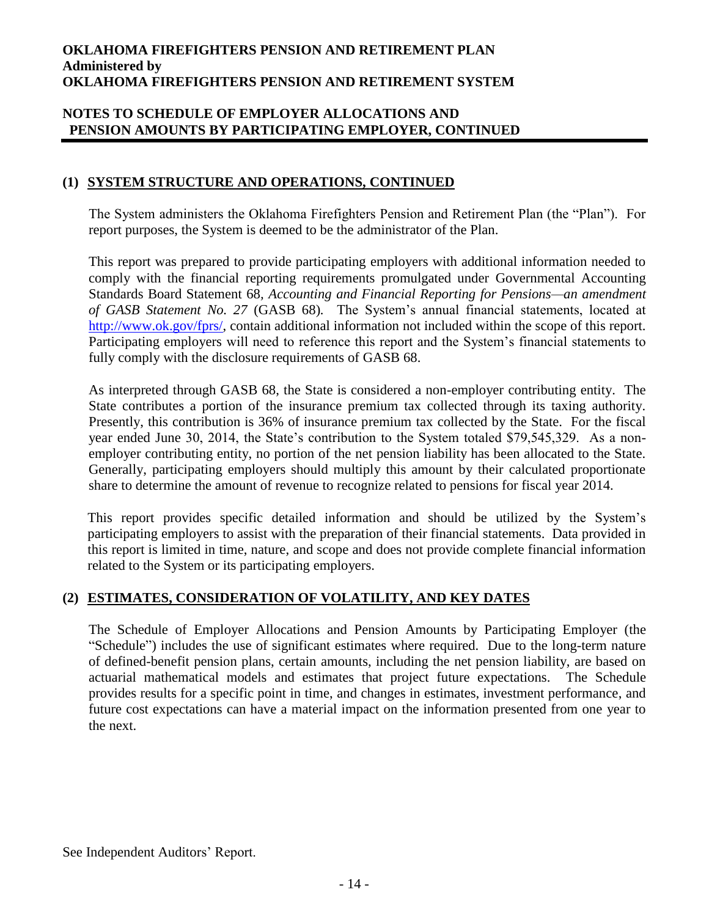## (1) SYSTEM STRUCTURE AND OPERATIONS, CONTINUED

The System administers the Oklahoma Firefighters Pension and Retirement Plan (the "Plan"). For report purposes, the System is deemed to be the administrator of the Plan.

This report was prepared to provide participating employers with additional information needed to comply with the financial reporting requirements promulgated under Governmental Accounting Standards Board Statement 68, *Accounting and Financial Reporting for Pensions—an amendment of GASB Statement No. 27* (GASB 68). The System's annual financial statements, located at http://www.ok.gov/fprs/, contain additional information not included within the scope of this report. Participating employers will need to reference this report and the System's financial statements to fully comply with the disclosure requirements of GASB 68.

As interpreted through GASB 68, the State is considered a non-employer contributing entity. The State contributes a portion of the insurance premium tax collected through its taxing authority. Presently, this contribution is 36% of insurance premium tax collected by the State. For the fiscal year ended June 30, 2014, the State's contribution to the System totaled $79,545,329. As a non-employer contributing entity, no portion of the net pension liability has been allocated to the State. Generally, participating employers should multiply this amount by their calculated proportionate share to determine the amount of revenue to recognize related to pensions for fiscal year 2014.

This report provides specific detailed information and should be utilized by the System's participating employers to assist with the preparation of their financial statements. Data provided in this report is limited in time, nature, and scope and does not provide complete financial information related to the System or its participating employers.

## (2) ESTIMATES, CONSIDERATION OF VOLATILITY, AND KEY DATES

The Schedule of Employer Allocations and Pension Amounts by Participating Employer (the "Schedule") includes the use of significant estimates where required. Due to the long-term nature of defined-benefit pension plans, certain amounts, including the net pension liability, are based on actuarial mathematical models and estimates that project future expectations. The Schedule provides results for a specific point in time, and changes in estimates, investment performance, and future cost expectations can have a material impact on the information presented from one year to the next.

See Independent Auditors' Report.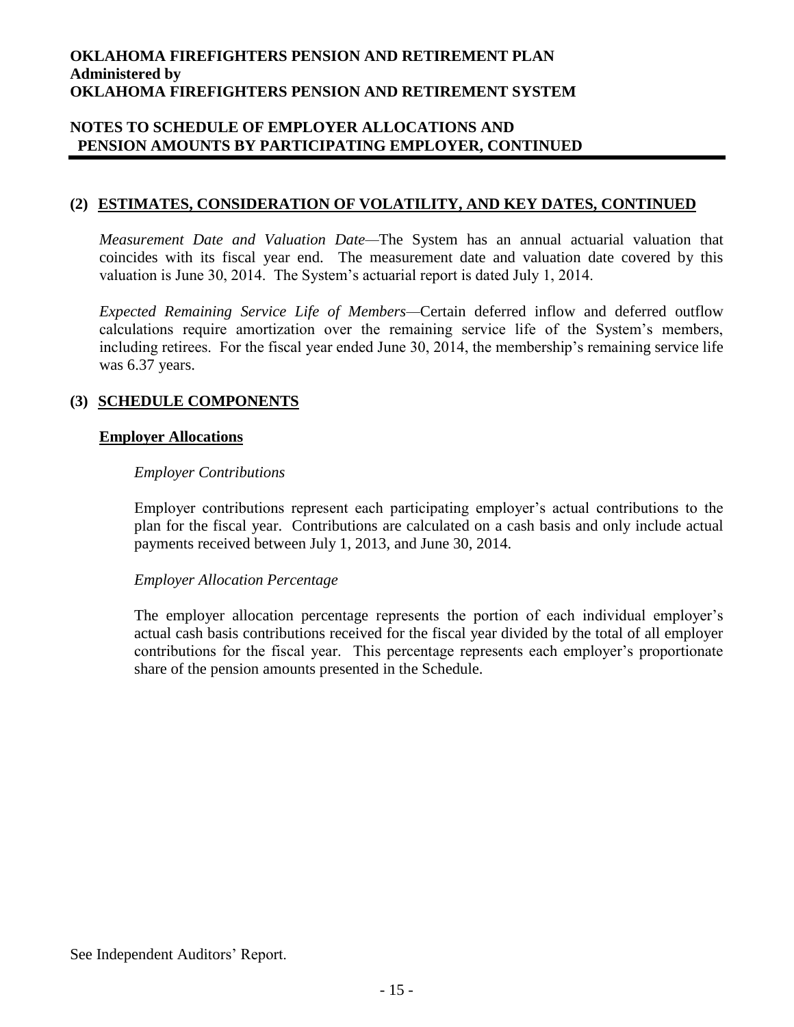## (2) ESTIMATES, CONSIDERATION OF VOLATILITY, AND KEY DATES, CONTINUED

*Measurement Date and Valuation Date*—The System has an annual actuarial valuation that coincides with its fiscal year end. The measurement date and valuation date covered by this valuation is June 30, 2014. The System's actuarial report is dated July 1, 2014.

*Expected Remaining Service Life of Members*—Certain deferred inflow and deferred outflow calculations require amortization over the remaining service life of the System's members, including retirees. For the fiscal year ended June 30, 2014, the membership's remaining service life was 6.37 years.

## (3) SCHEDULE COMPONENTS

### Employer Allocations

*Employer Contributions*

Employer contributions represent each participating employer's actual contributions to the plan for the fiscal year. Contributions are calculated on a cash basis and only include actual payments received between July 1, 2013, and June 30, 2014.

*Employer Allocation Percentage*

The employer allocation percentage represents the portion of each individual employer's actual cash basis contributions received for the fiscal year divided by the total of all employer contributions for the fiscal year. This percentage represents each employer's proportionate share of the pension amounts presented in the Schedule.

See Independent Auditors' Report.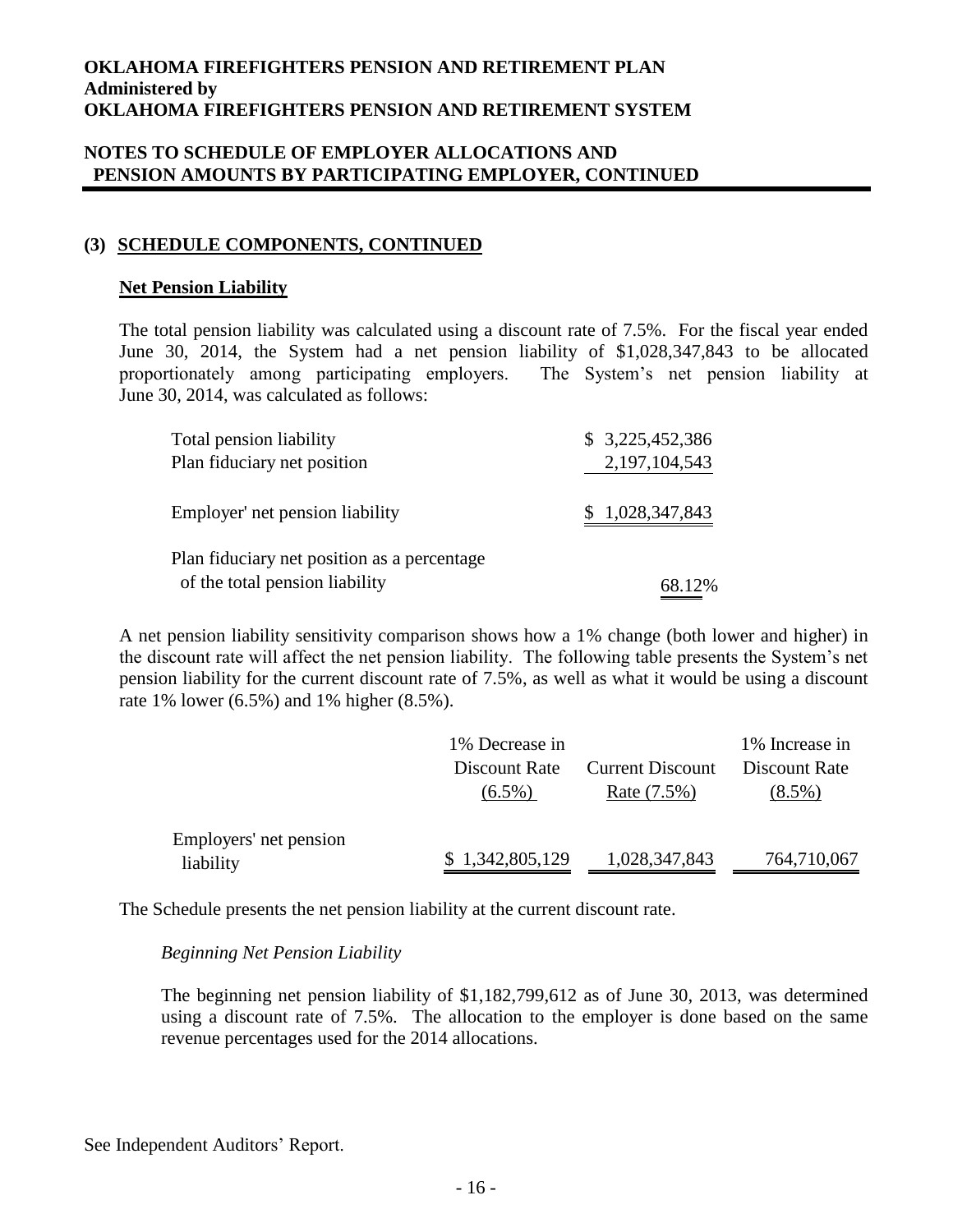**OKLAHOMA FIREFIGHTERS PENSION AND RETIREMENT PLAN**
**Administered by**
**OKLAHOMA FIREFIGHTERS PENSION AND RETIREMENT SYSTEM**

**NOTES TO SCHEDULE OF EMPLOYER ALLOCATIONS AND PENSION AMOUNTS BY PARTICIPATING EMPLOYER, CONTINUED**

## (3) SCHEDULE COMPONENTS, CONTINUED

### Net Pension Liability

The total pension liability was calculated using a discount rate of 7.5%. For the fiscal year ended June 30, 2014, the System had a net pension liability of $1,028,347,843 to be allocated proportionately among participating employers. The System's net pension liability at June 30, 2014, was calculated as follows:

| | |
|---|---|
| Total pension liability | $ 3,225,452,386 |
| Plan fiduciary net position | 2,197,104,543 |
| Employer' net pension liability | $ 1,028,347,843 |
| Plan fiduciary net position as a percentage of the total pension liability | 68.12% |

A net pension liability sensitivity comparison shows how a 1% change (both lower and higher) in the discount rate will affect the net pension liability. The following table presents the System's net pension liability for the current discount rate of 7.5%, as well as what it would be using a discount rate 1% lower (6.5%) and 1% higher (8.5%).

| | 1% Decrease in Discount Rate (6.5%) | Current Discount Rate (7.5%) | 1% Increase in Discount Rate (8.5%) |
|---|---|---|---|
| Employers' net pension liability | $ 1,342,805,129 | 1,028,347,843 | 764,710,067 |

The Schedule presents the net pension liability at the current discount rate.

*Beginning Net Pension Liability*

The beginning net pension liability of $1,182,799,612 as of June 30, 2013, was determined using a discount rate of 7.5%. The allocation to the employer is done based on the same revenue percentages used for the 2014 allocations.

See Independent Auditors' Report.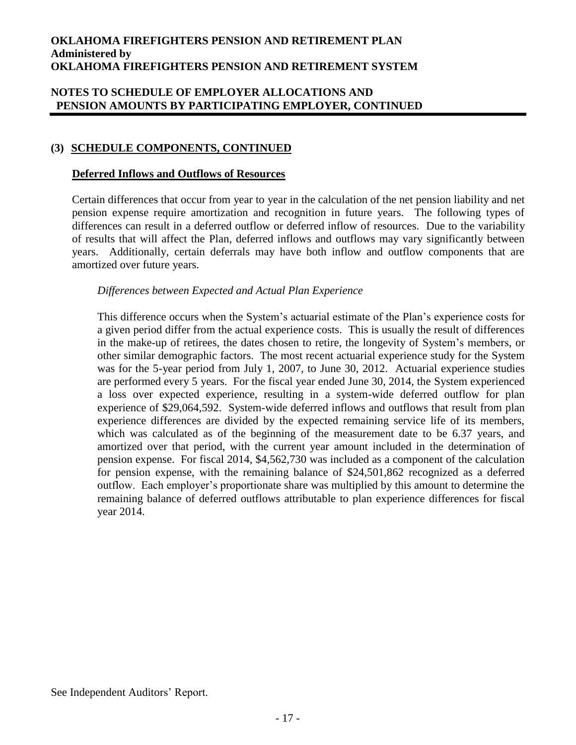# OKLAHOMA FIREFIGHTERS PENSION AND RETIREMENT PLAN
**Administered by**
**OKLAHOMA FIREFIGHTERS PENSION AND RETIREMENT SYSTEM**

## NOTES TO SCHEDULE OF EMPLOYER ALLOCATIONS AND PENSION AMOUNTS BY PARTICIPATING EMPLOYER, CONTINUED

### (3) SCHEDULE COMPONENTS, CONTINUED

#### Deferred Inflows and Outflows of Resources

Certain differences that occur from year to year in the calculation of the net pension liability and net pension expense require amortization and recognition in future years. The following types of differences can result in a deferred outflow or deferred inflow of resources. Due to the variability of results that will affect the Plan, deferred inflows and outflows may vary significantly between years. Additionally, certain deferrals may have both inflow and outflow components that are amortized over future years.

*Differences between Expected and Actual Plan Experience*

This difference occurs when the System's actuarial estimate of the Plan's experience costs for a given period differ from the actual experience costs. This is usually the result of differences in the make-up of retirees, the dates chosen to retire, the longevity of System's members, or other similar demographic factors. The most recent actuarial experience study for the System was for the 5-year period from July 1, 2007, to June 30, 2012. Actuarial experience studies are performed every 5 years. For the fiscal year ended June 30, 2014, the System experienced a loss over expected experience, resulting in a system-wide deferred outflow for plan experience of $29,064,592. System-wide deferred inflows and outflows that result from plan experience differences are divided by the expected remaining service life of its members, which was calculated as of the beginning of the measurement date to be 6.37 years, and amortized over that period, with the current year amount included in the determination of pension expense. For fiscal 2014, $4,562,730 was included as a component of the calculation for pension expense, with the remaining balance of $24,501,862 recognized as a deferred outflow. Each employer's proportionate share was multiplied by this amount to determine the remaining balance of deferred outflows attributable to plan experience differences for fiscal year 2014.

See Independent Auditors' Report.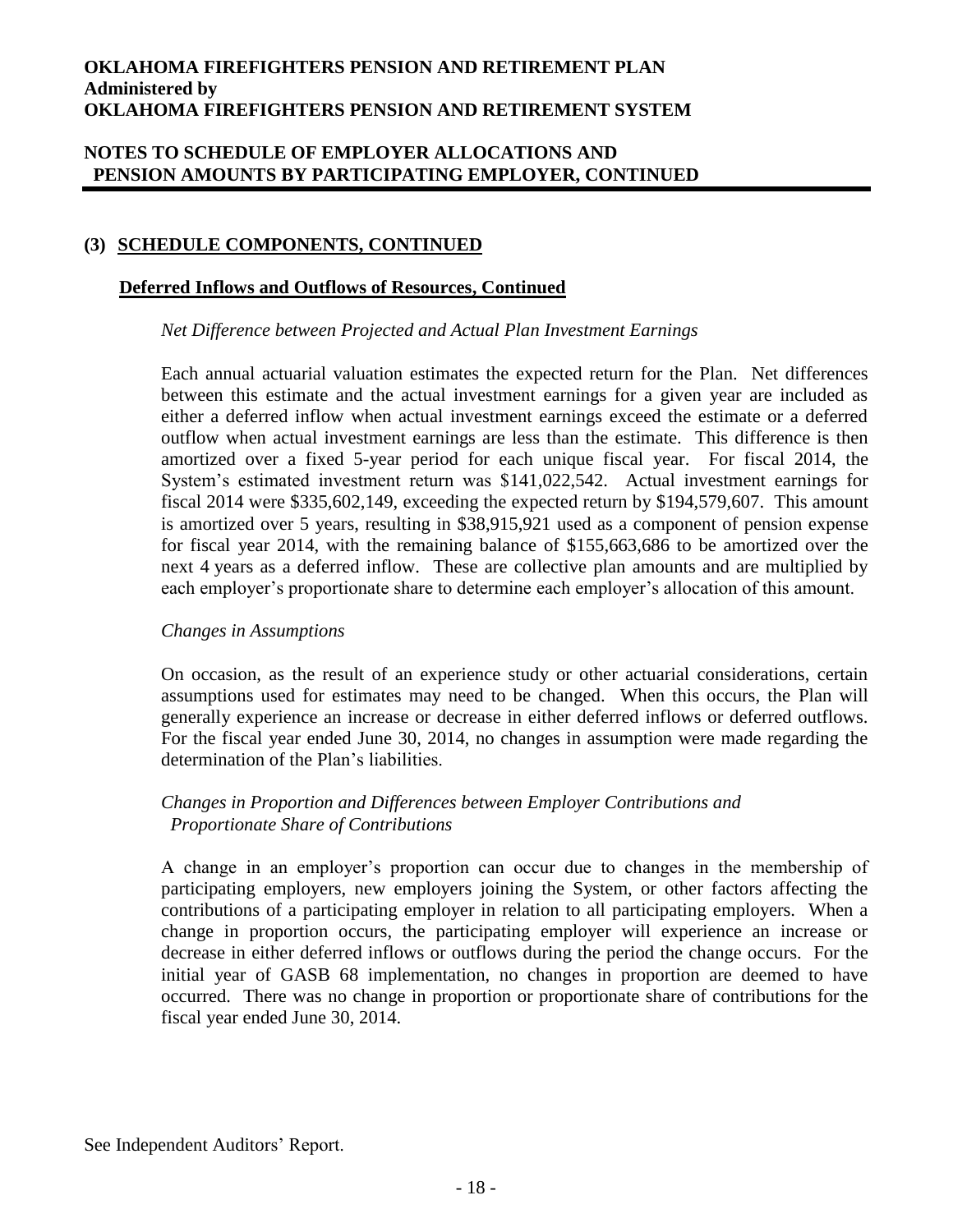## (3) SCHEDULE COMPONENTS, CONTINUED

### Deferred Inflows and Outflows of Resources, Continued

*Net Difference between Projected and Actual Plan Investment Earnings*

Each annual actuarial valuation estimates the expected return for the Plan. Net differences between this estimate and the actual investment earnings for a given year are included as either a deferred inflow when actual investment earnings exceed the estimate or a deferred outflow when actual investment earnings are less than the estimate. This difference is then amortized over a fixed 5-year period for each unique fiscal year. For fiscal 2014, the System's estimated investment return was $141,022,542. Actual investment earnings for fiscal 2014 were $335,602,149, exceeding the expected return by $194,579,607. This amount is amortized over 5 years, resulting in $38,915,921 used as a component of pension expense for fiscal year 2014, with the remaining balance of $155,663,686 to be amortized over the next 4 years as a deferred inflow. These are collective plan amounts and are multiplied by each employer's proportionate share to determine each employer's allocation of this amount.

*Changes in Assumptions*

On occasion, as the result of an experience study or other actuarial considerations, certain assumptions used for estimates may need to be changed. When this occurs, the Plan will generally experience an increase or decrease in either deferred inflows or deferred outflows. For the fiscal year ended June 30, 2014, no changes in assumption were made regarding the determination of the Plan's liabilities.

*Changes in Proportion and Differences between Employer Contributions and Proportionate Share of Contributions*

A change in an employer's proportion can occur due to changes in the membership of participating employers, new employers joining the System, or other factors affecting the contributions of a participating employer in relation to all participating employers. When a change in proportion occurs, the participating employer will experience an increase or decrease in either deferred inflows or outflows during the period the change occurs. For the initial year of GASB 68 implementation, no changes in proportion are deemed to have occurred. There was no change in proportion or proportionate share of contributions for the fiscal year ended June 30, 2014.

See Independent Auditors' Report.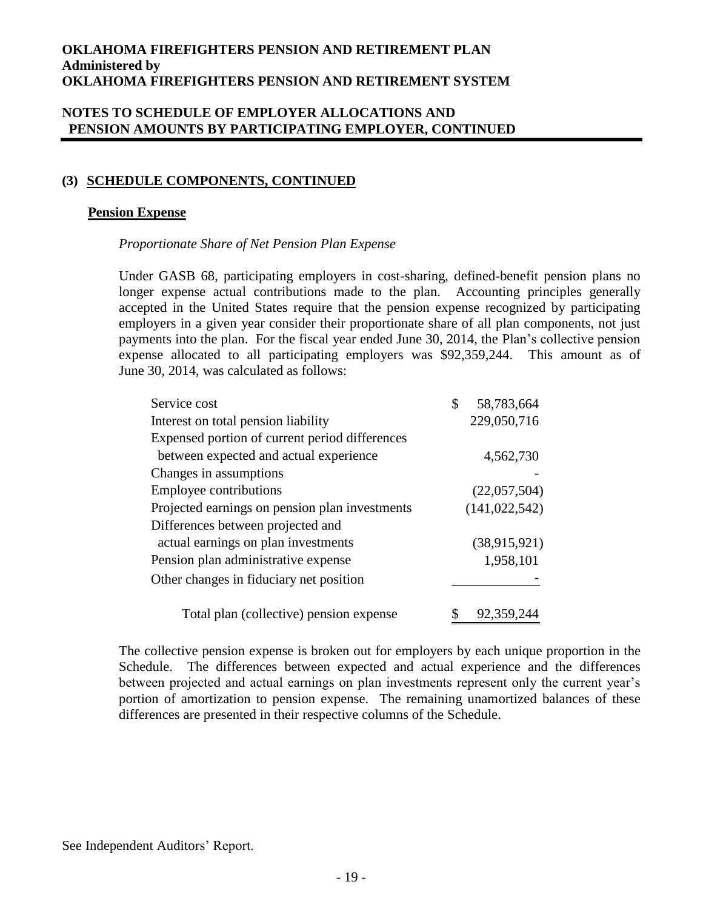## (3) SCHEDULE COMPONENTS, CONTINUED

### Pension Expense

*Proportionate Share of Net Pension Plan Expense*

Under GASB 68, participating employers in cost-sharing, defined-benefit pension plans no longer expense actual contributions made to the plan. Accounting principles generally accepted in the United States require that the pension expense recognized by participating employers in a given year consider their proportionate share of all plan components, not just payments into the plan. For the fiscal year ended June 30, 2014, the Plan's collective pension expense allocated to all participating employers was $92,359,244. This amount as of June 30, 2014, was calculated as follows:

| | |
|---|---|
| Service cost | $ 58,783,664 |
| Interest on total pension liability | 229,050,716 |
| Expensed portion of current period differences between expected and actual experience | 4,562,730 |
| Changes in assumptions | - |
| Employee contributions | (22,057,504) |
| Projected earnings on pension plan investments | (141,022,542) |
| Differences between projected and actual earnings on plan investments | (38,915,921) |
| Pension plan administrative expense | 1,958,101 |
| Other changes in fiduciary net position | - |
| Total plan (collective) pension expense | $ 92,359,244 |

The collective pension expense is broken out for employers by each unique proportion in the Schedule. The differences between expected and actual experience and the differences between projected and actual earnings on plan investments represent only the current year's portion of amortization to pension expense. The remaining unamortized balances of these differences are presented in their respective columns of the Schedule.

See Independent Auditors' Report.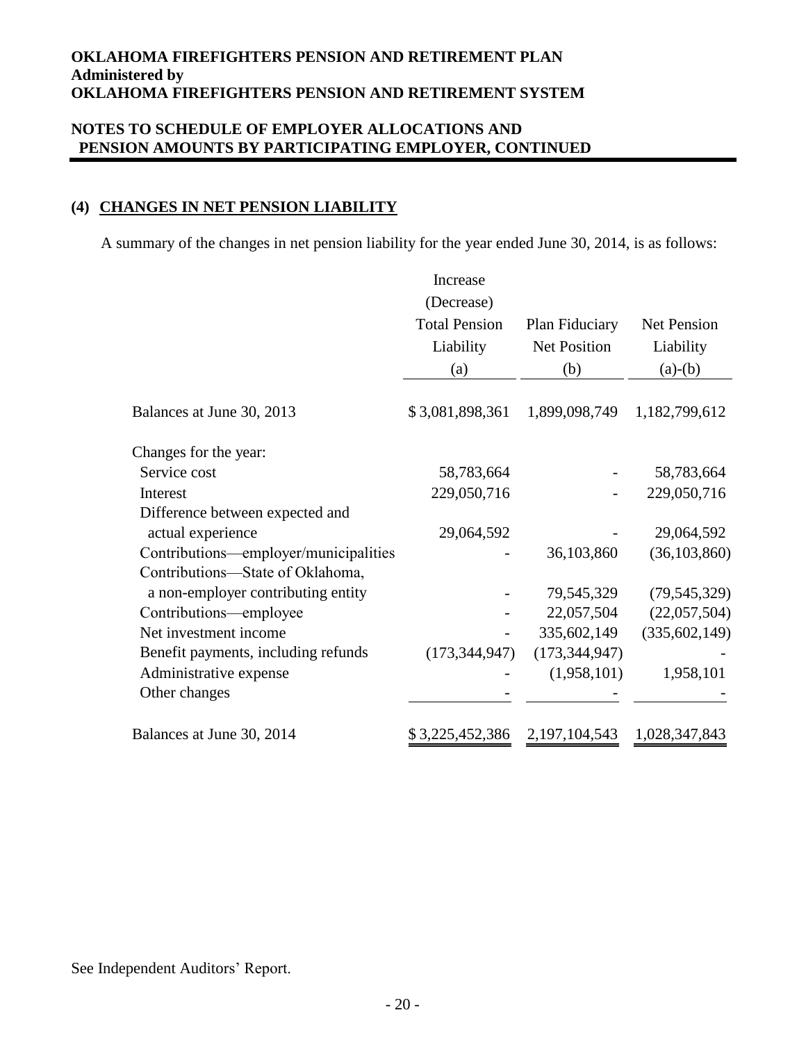**OKLAHOMA FIREFIGHTERS PENSION AND RETIREMENT PLAN**
**Administered by**
**OKLAHOMA FIREFIGHTERS PENSION AND RETIREMENT SYSTEM**

**NOTES TO SCHEDULE OF EMPLOYER ALLOCATIONS AND PENSION AMOUNTS BY PARTICIPATING EMPLOYER, CONTINUED**

## (4) CHANGES IN NET PENSION LIABILITY

A summary of the changes in net pension liability for the year ended June 30, 2014, is as follows:

| | Increase (Decrease) Total Pension Liability (a) | Plan Fiduciary Net Position (b) | Net Pension Liability (a)-(b) |
|---|---|---|---|
| Balances at June 30, 2013 | $ 3,081,898,361 | 1,899,098,749 | 1,182,799,612 |
| Changes for the year: | | | |
| Service cost | 58,783,664 | - | 58,783,664 |
| Interest | 229,050,716 | - | 229,050,716 |
| Difference between expected and actual experience | 29,064,592 | - | 29,064,592 |
| Contributions—employer/municipalities | - | 36,103,860 | (36,103,860) |
| Contributions—State of Oklahoma, a non-employer contributing entity | - | 79,545,329 | (79,545,329) |
| Contributions—employee | - | 22,057,504 | (22,057,504) |
| Net investment income | - | 335,602,149 | (335,602,149) |
| Benefit payments, including refunds | (173,344,947) | (173,344,947) | - |
| Administrative expense | - | (1,958,101) | 1,958,101 |
| Other changes | - | - | - |
| Balances at June 30, 2014 | $ 3,225,452,386 | 2,197,104,543 | 1,028,347,843 |

See Independent Auditors' Report.